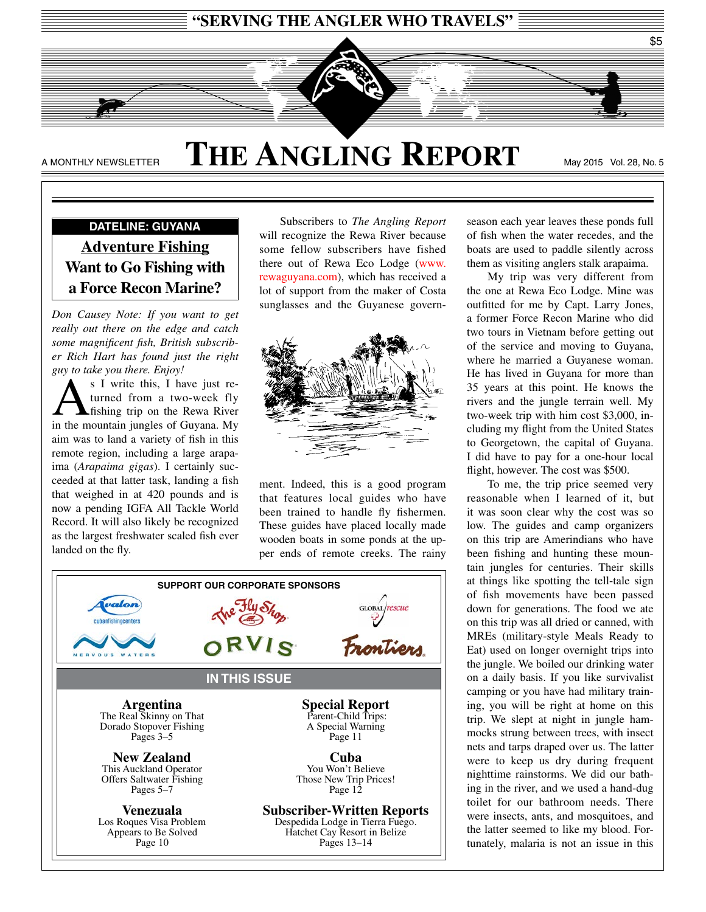**"SERVING THE ANGLER WHO TRAVELS"**

$5

A MONTHLY NEWSLETTER

# THE ANGLING REPORT

May 2015 Vol. 28, No. 5

## DATELINE: GUYANA

### Adventure Fishing

### Want to Go Fishing with a Force Recon Marine?

*Don Causey Note: If you want to get really out there on the edge and catch some magnificent fish, British subscriber Rich Hart has found just the right guy to take you there. Enjoy!*

As I write this, I have just returned from a two-week fly fishing trip on the Rewa River in the mountain jungles of Guyana. My aim was to land a variety of fish in this remote region, including a large arapaima (*Arapaima gigas*). I certainly succeeded at that latter task, landing a fish that weighed in at 420 pounds and is now a pending IGFA All Tackle World Record. It will also likely be recognized as the largest freshwater scaled fish ever landed on the fly.

Subscribers to *The Angling Report* will recognize the Rewa River because some fellow subscribers have fished there out of Rewa Eco Lodge (www.rewaguyana.com), which has received a lot of support from the maker of Costa sunglasses and the Guyanese government. Indeed, this is a good program that features local guides who have been trained to handle fly fishermen. These guides have placed locally made wooden boats in some ponds at the upper ends of remote creeks. The rainy season each year leaves these ponds full of fish when the water recedes, and the boats are used to paddle silently across them as visiting anglers stalk arapaima.

My trip was very different from the one at Rewa Eco Lodge. Mine was outfitted for me by Capt. Larry Jones, a former Force Recon Marine who did two tours in Vietnam before getting out of the service and moving to Guyana, where he married a Guyanese woman. He has lived in Guyana for more than 35 years at this point. He knows the rivers and the jungle terrain well. My two-week trip with him cost $3,000, including my flight from the United States to Georgetown, the capital of Guyana. I did have to pay for a one-hour local flight, however. The cost was $500.

To me, the trip price seemed very reasonable when I learned of it, but it was soon clear why the cost was so low. The guides and camp organizers on this trip are Amerindians who have been fishing and hunting these mountain jungles for centuries. Their skills at things like spotting the tell-tale sign of fish movements have been passed down for generations. The food we ate on this trip was all dried or canned, with MREs (military-style Meals Ready to Eat) used on longer overnight trips into the jungle. We boiled our drinking water on a daily basis. If you like survivalist camping or you have had military training, you will be right at home on this trip. We slept at night in jungle hammocks strung between trees, with insect nets and tarps draped over us. The latter were to keep us dry during frequent nighttime rainstorms. We did our bathing in the river, and we used a hand-dug toilet for our bathroom needs. There were insects, ants, and mosquitoes, and the latter seemed to like my blood. Fortunately, malaria is not an issue in this

---

**SUPPORT OUR CORPORATE SPONSORS**

Avalon cubanfishingcenters · The Fly Shop · Global Rescue · Nervous Waters · Orvis · Frontiers

**IN THIS ISSUE**

**Argentina**
The Real Skinny on That Dorado Stopover Fishing
Pages 3–5

**New Zealand**
This Auckland Operator Offers Saltwater Fishing
Pages 5–7

**Venezuela**
Los Roques Visa Problem Appears to Be Solved
Page 10

**Special Report**
Parent-Child Trips: A Special Warning
Page 11

**Cuba**
You Won't Believe Those New Trip Prices!
Page 12

**Subscriber-Written Reports**
Despedida Lodge in Tierra Fuego.
Hatchet Cay Resort in Belize
Pages 13–14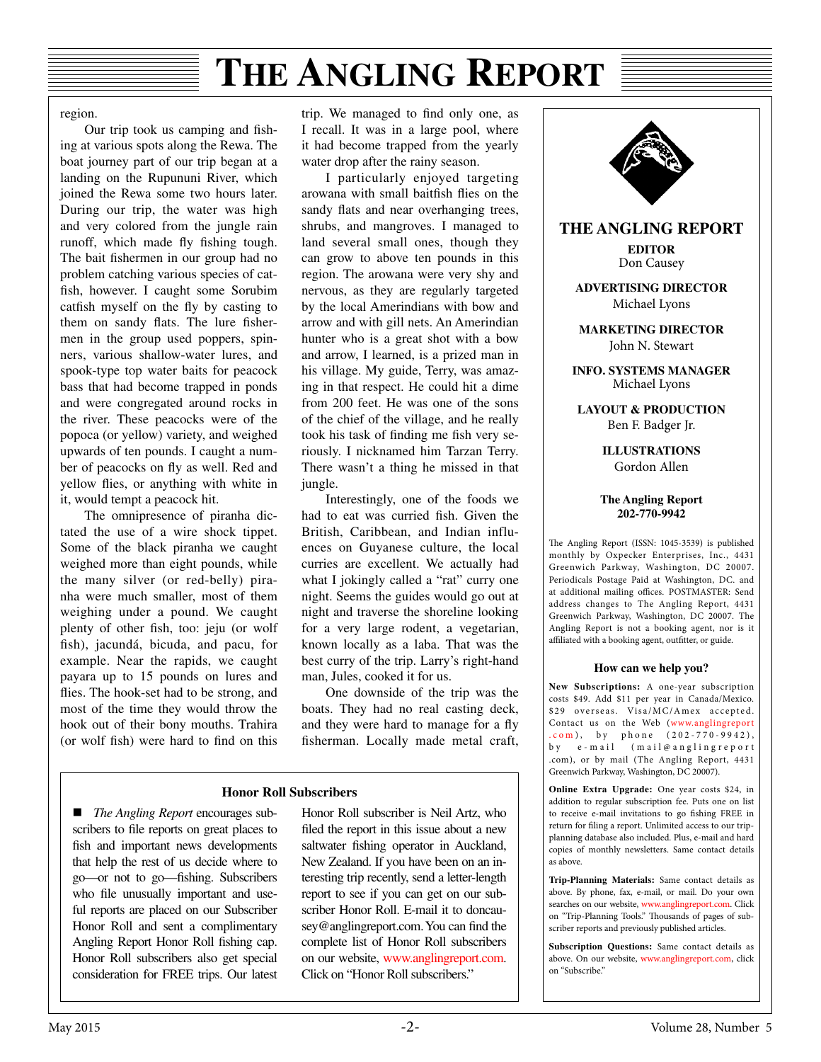region.

Our trip took us camping and fishing at various spots along the Rewa. The boat journey part of our trip began at a landing on the Rupununi River, which joined the Rewa some two hours later. During our trip, the water was high and very colored from the jungle rain runoff, which made fly fishing tough. The bait fishermen in our group had no problem catching various species of catfish, however. I caught some Sorubim catfish myself on the fly by casting to them on sandy flats. The lure fishermen in the group used poppers, spinners, various shallow-water lures, and spook-type top water baits for peacock bass that had become trapped in ponds and were congregated around rocks in the river. These peacocks were of the popoca (or yellow) variety, and weighed upwards of ten pounds. I caught a number of peacocks on fly as well. Red and yellow flies, or anything with white in it, would tempt a peacock hit.

The omnipresence of piranha dictated the use of a wire shock tippet. Some of the black piranha we caught weighed more than eight pounds, while the many silver (or red-belly) piranha were much smaller, most of them weighing under a pound. We caught plenty of other fish, too: jeju (or wolf fish), jacundá, bicuda, and pacu, for example. Near the rapids, we caught payara up to 15 pounds on lures and flies. The hook-set had to be strong, and most of the time they would throw the hook out of their bony mouths. Trahira (or wolf fish) were hard to find on this trip. We managed to find only one, as I recall. It was in a large pool, where it had become trapped from the yearly water drop after the rainy season.

I particularly enjoyed targeting arowana with small baitfish flies on the sandy flats and near overhanging trees, shrubs, and mangroves. I managed to land several small ones, though they can grow to above ten pounds in this region. The arowana were very shy and nervous, as they are regularly targeted by the local Amerindians with bow and arrow and with gill nets. An Amerindian hunter who is a great shot with a bow and arrow, I learned, is a prized man in his village. My guide, Terry, was amazing in that respect. He could hit a dime from 200 feet. He was one of the sons of the chief of the village, and he really took his task of finding me fish very seriously. I nicknamed him Tarzan Terry. There wasn't a thing he missed in that jungle.

Interestingly, one of the foods we had to eat was curried fish. Given the British, Caribbean, and Indian influences on Guyanese culture, the local curries are excellent. We actually had what I jokingly called a "rat" curry one night. Seems the guides would go out at night and traverse the shoreline looking for a very large rodent, a vegetarian, known locally as a laba. That was the best curry of the trip. Larry's right-hand man, Jules, cooked it for us.

One downside of the trip was the boats. They had no real casting deck, and they were hard to manage for a fly fisherman. Locally made metal craft,

---

### Honor Roll Subscribers

■ *The Angling Report* encourages subscribers to file reports on great places to fish and important news developments that help the rest of us decide where to go—or not to go—fishing. Subscribers who file unusually important and useful reports are placed on our Subscriber Honor Roll and sent a complimentary Angling Report Honor Roll fishing cap. Honor Roll subscribers also get special consideration for FREE trips. Our latest Honor Roll subscriber is Neil Artz, who filed the report in this issue about a new saltwater fishing operator in Auckland, New Zealand. If you have been on an interesting trip recently, send a letter-length report to see if you can get on our subscriber Honor Roll. E-mail it to doncausey@anglingreport.com. You can find the complete list of Honor Roll subscribers on our website, www.anglingreport.com. Click on "Honor Roll subscribers."

---

**THE ANGLING REPORT**

**EDITOR**
Don Causey

**ADVERTISING DIRECTOR**
Michael Lyons

**MARKETING DIRECTOR**
John N. Stewart

**INFO. SYSTEMS MANAGER**
Michael Lyons

**LAYOUT & PRODUCTION**
Ben F. Badger Jr.

**ILLUSTRATIONS**
Gordon Allen

**The Angling Report**
**202-770-9942**

The Angling Report (ISSN: 1045-3539) is published monthly by Oxpecker Enterprises, Inc., 4431 Greenwich Parkway, Washington, DC 20007. Periodicals Postage Paid at Washington, DC. and at additional mailing offices. POSTMASTER: Send address changes to The Angling Report, 4431 Greenwich Parkway, Washington, DC 20007. The Angling Report is not a booking agent, nor is it affiliated with a booking agent, outfitter, or guide.

**How can we help you?**

**New Subscriptions:** A one-year subscription costs $49. Add $11 per year in Canada/Mexico. $29 overseas. Visa/MC/Amex accepted. Contact us on the Web (www.anglingreport.com), by phone (202-770-9942), by e-mail (mail@anglingreport.com), or by mail (The Angling Report, 4431 Greenwich Parkway, Washington, DC 20007).

**Online Extra Upgrade:** One year costs $24, in addition to regular subscription fee. Puts one on list to receive e-mail invitations to go fishing FREE in return for filing a report. Unlimited access to our trip-planning database also included. Plus, e-mail and hard copies of monthly newsletters. Same contact details as above.

**Trip-Planning Materials:** Same contact details as above. By phone, fax, e-mail, or mail. Do your own searches on our website, www.anglingreport.com. Click on "Trip-Planning Tools." Thousands of pages of subscriber reports and previously published articles.

**Subscription Questions:** Same contact details as above. On our website, www.anglingreport.com, click on "Subscribe."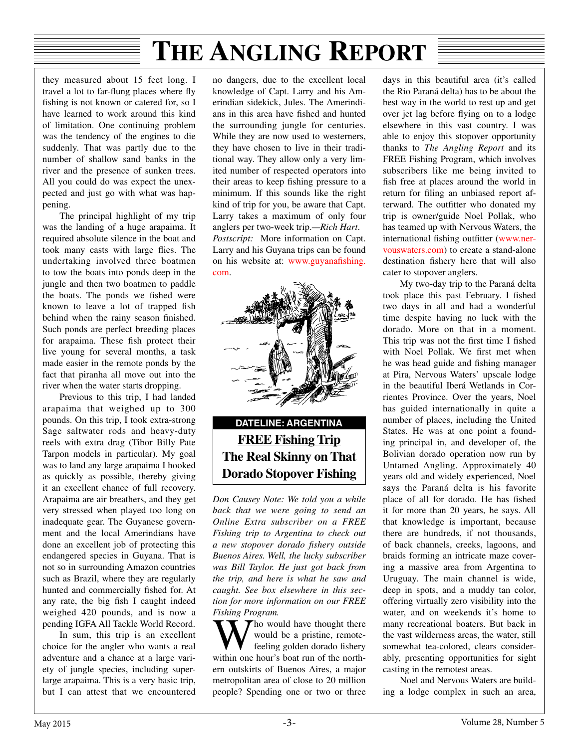they measured about 15 feet long. I travel a lot to far-flung places where fly fishing is not known or catered for, so I have learned to work around this kind of limitation. One continuing problem was the tendency of the engines to die suddenly. That was partly due to the number of shallow sand banks in the river and the presence of sunken trees. All you could do was expect the unexpected and just go with what was happening.

The principal highlight of my trip was the landing of a huge arapaima. It required absolute silence in the boat and took many casts with large flies. The undertaking involved three boatmen to tow the boats into ponds deep in the jungle and then two boatmen to paddle the boats. The ponds we fished were known to leave a lot of trapped fish behind when the rainy season finished. Such ponds are perfect breeding places for arapaima. These fish protect their live young for several months, a task made easier in the remote ponds by the fact that piranha all move out into the river when the water starts dropping.

Previous to this trip, I had landed arapaima that weighed up to 300 pounds. On this trip, I took extra-strong Sage saltwater rods and heavy-duty reels with extra drag (Tibor Billy Pate Tarpon models in particular). My goal was to land any large arapaima I hooked as quickly as possible, thereby giving it an excellent chance of full recovery. Arapaima are air breathers, and they get very stressed when played too long on inadequate gear. The Guyanese government and the local Amerindians have done an excellent job of protecting this endangered species in Guyana. That is not so in surrounding Amazon countries such as Brazil, where they are regularly hunted and commercially fished for. At any rate, the big fish I caught indeed weighed 420 pounds, and is now a pending IGFA All Tackle World Record.

In sum, this trip is an excellent choice for the angler who wants a real adventure and a chance at a large variety of jungle species, including super-large arapaima. This is a very basic trip, but I can attest that we encountered no dangers, due to the excellent local knowledge of Capt. Larry and his Amerindian sidekick, Jules. The Amerindians in this area have fished and hunted the surrounding jungle for centuries. While they are now used to westerners, they have chosen to live in their traditional way. They allow only a very limited number of respected operators into their areas to keep fishing pressure to a minimum. If this sounds like the right kind of trip for you, be aware that Capt. Larry takes a maximum of only four anglers per two-week trip.*—Rich Hart.*

*Postscript:* More information on Capt. Larry and his Guyana trips can be found on his website at: www.guyanafishing.com.

**DATELINE: ARGENTINA**

## FREE Fishing Trip
## The Real Skinny on That Dorado Stopover Fishing

*Don Causey Note: We told you a while back that we were going to send an Online Extra subscriber on a FREE Fishing trip to Argentina to check out a new stopover dorado fishery outside Buenos Aires. Well, the lucky subscriber was Bill Taylor. He just got back from the trip, and here is what he saw and caught. See box elsewhere in this section for more information on our FREE Fishing Program.*

Who would have thought there would be a pristine, remote-feeling golden dorado fishery within one hour's boat run of the northern outskirts of Buenos Aires, a major metropolitan area of close to 20 million people? Spending one or two or three days in this beautiful area (it's called the Rio Paraná delta) has to be about the best way in the world to rest up and get over jet lag before flying on to a lodge elsewhere in this vast country. I was able to enjoy this stopover opportunity thanks to *The Angling Report* and its FREE Fishing Program, which involves subscribers like me being invited to fish free at places around the world in return for filing an unbiased report afterward. The outfitter who donated my trip is owner/guide Noel Pollak, who has teamed up with Nervous Waters, the international fishing outfitter (www.nervouswaters.com) to create a stand-alone destination fishery here that will also cater to stopover anglers.

My two-day trip to the Paraná delta took place this past February. I fished two days in all and had a wonderful time despite having no luck with the dorado. More on that in a moment. This trip was not the first time I fished with Noel Pollak. We first met when he was head guide and fishing manager at Pira, Nervous Waters' upscale lodge in the beautiful Iberá Wetlands in Corrientes Province. Over the years, Noel has guided internationally in quite a number of places, including the United States. He was at one point a founding principal in, and developer of, the Bolivian dorado operation now run by Untamed Angling. Approximately 40 years old and widely experienced, Noel says the Paraná delta is his favorite place of all for dorado. He has fished it for more than 20 years, he says. All that knowledge is important, because there are hundreds, if not thousands, of back channels, creeks, lagoons, and braids forming an intricate maze covering a massive area from Argentina to Uruguay. The main channel is wide, deep in spots, and a muddy tan color, offering virtually zero visibility into the water, and on weekends it's home to many recreational boaters. But back in the vast wilderness areas, the water, still somewhat tea-colored, clears considerably, presenting opportunities for sight casting in the remotest areas.

Noel and Nervous Waters are building a lodge complex in such an area,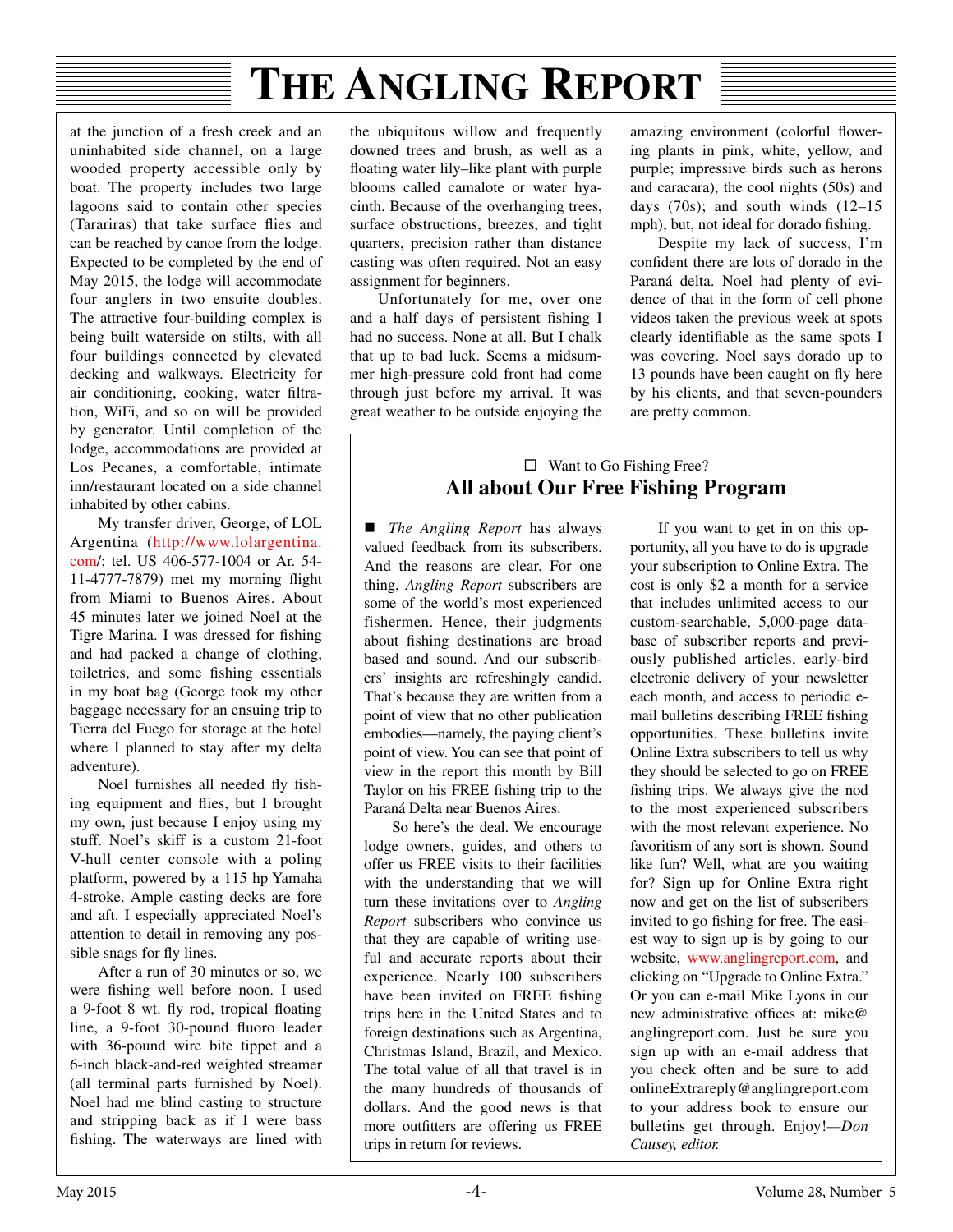at the junction of a fresh creek and an uninhabited side channel, on a large wooded property accessible only by boat. The property includes two large lagoons said to contain other species (Tarariras) that take surface flies and can be reached by canoe from the lodge. Expected to be completed by the end of May 2015, the lodge will accommodate four anglers in two ensuite doubles. The attractive four-building complex is being built waterside on stilts, with all four buildings connected by elevated decking and walkways. Electricity for air conditioning, cooking, water filtration, WiFi, and so on will be provided by generator. Until completion of the lodge, accommodations are provided at Los Pecanes, a comfortable, intimate inn/restaurant located on a side channel inhabited by other cabins.

My transfer driver, George, of LOL Argentina (http://www.lolargentina.com/; tel. US 406-577-1004 or Ar. 54-11-4777-7879) met my morning flight from Miami to Buenos Aires. About 45 minutes later we joined Noel at the Tigre Marina. I was dressed for fishing and had packed a change of clothing, toiletries, and some fishing essentials in my boat bag (George took my other baggage necessary for an ensuing trip to Tierra del Fuego for storage at the hotel where I planned to stay after my delta adventure).

Noel furnishes all needed fly fishing equipment and flies, but I brought my own, just because I enjoy using my stuff. Noel's skiff is a custom 21-foot V-hull center console with a poling platform, powered by a 115 hp Yamaha 4-stroke. Ample casting decks are fore and aft. I especially appreciated Noel's attention to detail in removing any possible snags for fly lines.

After a run of 30 minutes or so, we were fishing well before noon. I used a 9-foot 8 wt. fly rod, tropical floating line, a 9-foot 30-pound fluoro leader with 36-pound wire bite tippet and a 6-inch black-and-red weighted streamer (all terminal parts furnished by Noel). Noel had me blind casting to structure and stripping back as if I were bass fishing. The waterways are lined with the ubiquitous willow and frequently downed trees and brush, as well as a floating water lily–like plant with purple blooms called camalote or water hyacinth. Because of the overhanging trees, surface obstructions, breezes, and tight quarters, precision rather than distance casting was often required. Not an easy assignment for beginners.

Unfortunately for me, over one and a half days of persistent fishing I had no success. None at all. But I chalk that up to bad luck. Seems a midsummer high-pressure cold front had come through just before my arrival. It was great weather to be outside enjoying the amazing environment (colorful flowering plants in pink, white, yellow, and purple; impressive birds such as herons and caracara), the cool nights (50s) and days (70s); and south winds (12–15 mph), but, not ideal for dorado fishing.

Despite my lack of success, I'm confident there are lots of dorado in the Paraná delta. Noel had plenty of evidence of that in the form of cell phone videos taken the previous week at spots clearly identifiable as the same spots I was covering. Noel says dorado up to 13 pounds have been caught on fly here by his clients, and that seven-pounders are pretty common.

☐ Want to Go Fishing Free?

## All about Our Free Fishing Program

■ *The Angling Report* has always valued feedback from its subscribers. And the reasons are clear. For one thing, *Angling Report* subscribers are some of the world's most experienced fishermen. Hence, their judgments about fishing destinations are broad based and sound. And our subscribers' insights are refreshingly candid. That's because they are written from a point of view that no other publication embodies—namely, the paying client's point of view. You can see that point of view in the report this month by Bill Taylor on his FREE fishing trip to the Paraná Delta near Buenos Aires.

So here's the deal. We encourage lodge owners, guides, and others to offer us FREE visits to their facilities with the understanding that we will turn these invitations over to *Angling Report* subscribers who convince us that they are capable of writing useful and accurate reports about their experience. Nearly 100 subscribers have been invited on FREE fishing trips here in the United States and to foreign destinations such as Argentina, Christmas Island, Brazil, and Mexico. The total value of all that travel is in the many hundreds of thousands of dollars. And the good news is that more outfitters are offering us FREE trips in return for reviews.

If you want to get in on this opportunity, all you have to do is upgrade your subscription to Online Extra. The cost is only $2 a month for a service that includes unlimited access to our custom-searchable, 5,000-page database of subscriber reports and previously published articles, early-bird electronic delivery of your newsletter each month, and access to periodic e-mail bulletins describing FREE fishing opportunities. These bulletins invite Online Extra subscribers to tell us why they should be selected to go on FREE fishing trips. We always give the nod to the most experienced subscribers with the most relevant experience. No favoritism of any sort is shown. Sound like fun? Well, what are you waiting for? Sign up for Online Extra right now and get on the list of subscribers invited to go fishing for free. The easiest way to sign up is by going to our website, www.anglingreport.com, and clicking on "Upgrade to Online Extra." Or you can e-mail Mike Lyons in our new administrative offices at: mike@anglingreport.com. Just be sure you sign up with an e-mail address that you check often and be sure to add onlineExtrareply@anglingreport.com to your address book to ensure our bulletins get through. Enjoy!—*Don Causey, editor.*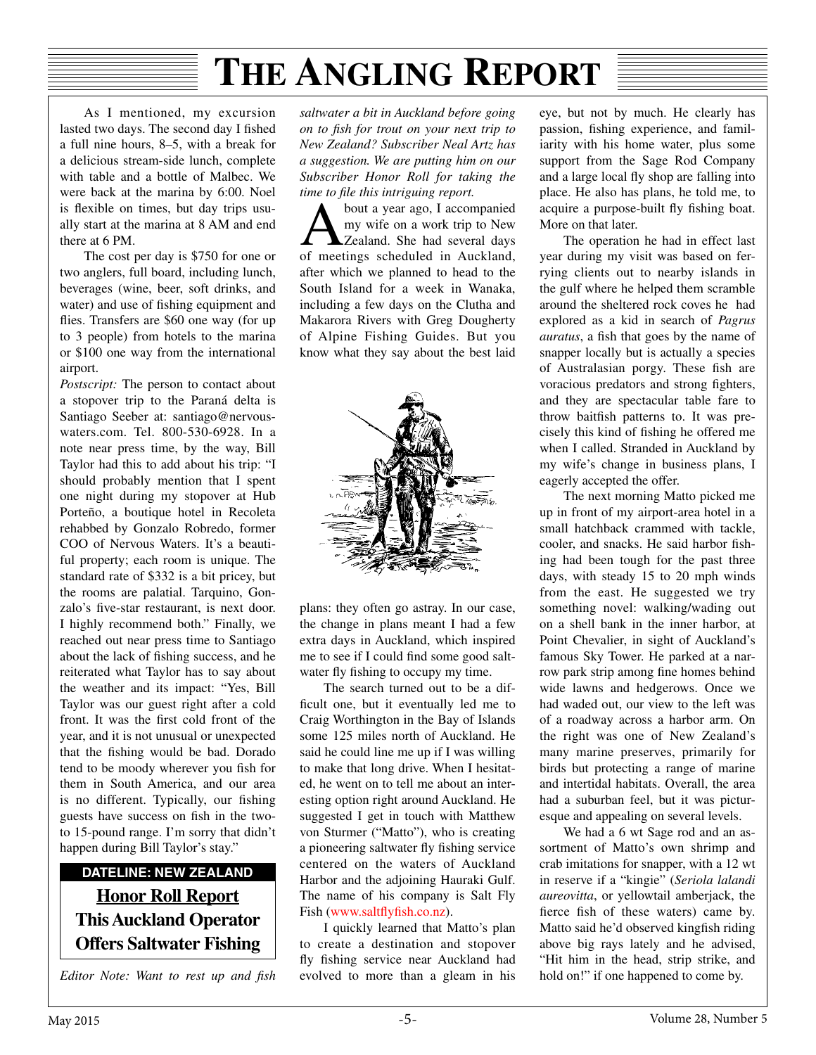As I mentioned, my excursion lasted two days. The second day I fished a full nine hours, 8–5, with a break for a delicious stream-side lunch, complete with table and a bottle of Malbec. We were back at the marina by 6:00. Noel is flexible on times, but day trips usually start at the marina at 8 AM and end there at 6 PM.

The cost per day is $750 for one or two anglers, full board, including lunch, beverages (wine, beer, soft drinks, and water) and use of fishing equipment and flies. Transfers are $60 one way (for up to 3 people) from hotels to the marina or $100 one way from the international airport.

*Postscript:* The person to contact about a stopover trip to the Paraná delta is Santiago Seeber at: santiago@nervouswaters.com. Tel. 800-530-6928. In a note near press time, by the way, Bill Taylor had this to add about his trip: "I should probably mention that I spent one night during my stopover at Hub Porteño, a boutique hotel in Recoleta rehabbed by Gonzalo Robredo, former COO of Nervous Waters. It's a beautiful property; each room is unique. The standard rate of $332 is a bit pricey, but the rooms are palatial. Tarquino, Gonzalo's five-star restaurant, is next door. I highly recommend both." Finally, we reached out near press time to Santiago about the lack of fishing success, and he reiterated what Taylor has to say about the weather and its impact: "Yes, Bill Taylor was our guest right after a cold front. It was the first cold front of the year, and it is not unusual or unexpected that the fishing would be bad. Dorado tend to be moody wherever you fish for them in South America, and our area is no different. Typically, our fishing guests have success on fish in the two- to 15-pound range. I'm sorry that didn't happen during Bill Taylor's stay."

**DATELINE: NEW ZEALAND**

## Honor Roll Report
## This Auckland Operator Offers Saltwater Fishing

*Editor Note: Want to rest up and fish saltwater a bit in Auckland before going on to fish for trout on your next trip to New Zealand? Subscriber Neal Artz has a suggestion. We are putting him on our Subscriber Honor Roll for taking the time to file this intriguing report.*

About a year ago, I accompanied my wife on a work trip to New Zealand. She had several days of meetings scheduled in Auckland, after which we planned to head to the South Island for a week in Wanaka, including a few days on the Clutha and Makarora Rivers with Greg Dougherty of Alpine Fishing Guides. But you know what they say about the best laid plans: they often go astray. In our case, the change in plans meant I had a few extra days in Auckland, which inspired me to see if I could find some good saltwater fly fishing to occupy my time.

The search turned out to be a difficult one, but it eventually led me to Craig Worthington in the Bay of Islands some 125 miles north of Auckland. He said he could line me up if I was willing to make that long drive. When I hesitated, he went on to tell me about an interesting option right around Auckland. He suggested I get in touch with Matthew von Sturmer ("Matto"), who is creating a pioneering saltwater fly fishing service centered on the waters of Auckland Harbor and the adjoining Hauraki Gulf. The name of his company is Salt Fly Fish (www.saltflyfish.co.nz).

I quickly learned that Matto's plan to create a destination and stopover fly fishing service near Auckland had evolved to more than a gleam in his eye, but not by much. He clearly has passion, fishing experience, and familiarity with his home water, plus some support from the Sage Rod Company and a large local fly shop are falling into place. He also has plans, he told me, to acquire a purpose-built fly fishing boat. More on that later.

The operation he had in effect last year during my visit was based on ferrying clients out to nearby islands in the gulf where he helped them scramble around the sheltered rock coves he had explored as a kid in search of *Pagrus auratus*, a fish that goes by the name of snapper locally but is actually a species of Australasian porgy. These fish are voracious predators and strong fighters, and they are spectacular table fare to throw baitfish patterns to. It was precisely this kind of fishing he offered me when I called. Stranded in Auckland by my wife's change in business plans, I eagerly accepted the offer.

The next morning Matto picked me up in front of my airport-area hotel in a small hatchback crammed with tackle, cooler, and snacks. He said harbor fishing had been tough for the past three days, with steady 15 to 20 mph winds from the east. He suggested we try something novel: walking/wading out on a shell bank in the inner harbor, at Point Chevalier, in sight of Auckland's famous Sky Tower. He parked at a narrow park strip among fine homes behind wide lawns and hedgerows. Once we had waded out, our view to the left was of a roadway across a harbor arm. On the right was one of New Zealand's many marine preserves, primarily for birds but protecting a range of marine and intertidal habitats. Overall, the area had a suburban feel, but it was picturesque and appealing on several levels.

We had a 6 wt Sage rod and an assortment of Matto's own shrimp and crab imitations for snapper, with a 12 wt in reserve if a "kingie" (*Seriola lalandi aureovitta*, or yellowtail amberjack, the fierce fish of these waters) came by. Matto said he'd observed kingfish riding above big rays lately and he advised, "Hit him in the head, strip strike, and hold on!" if one happened to come by.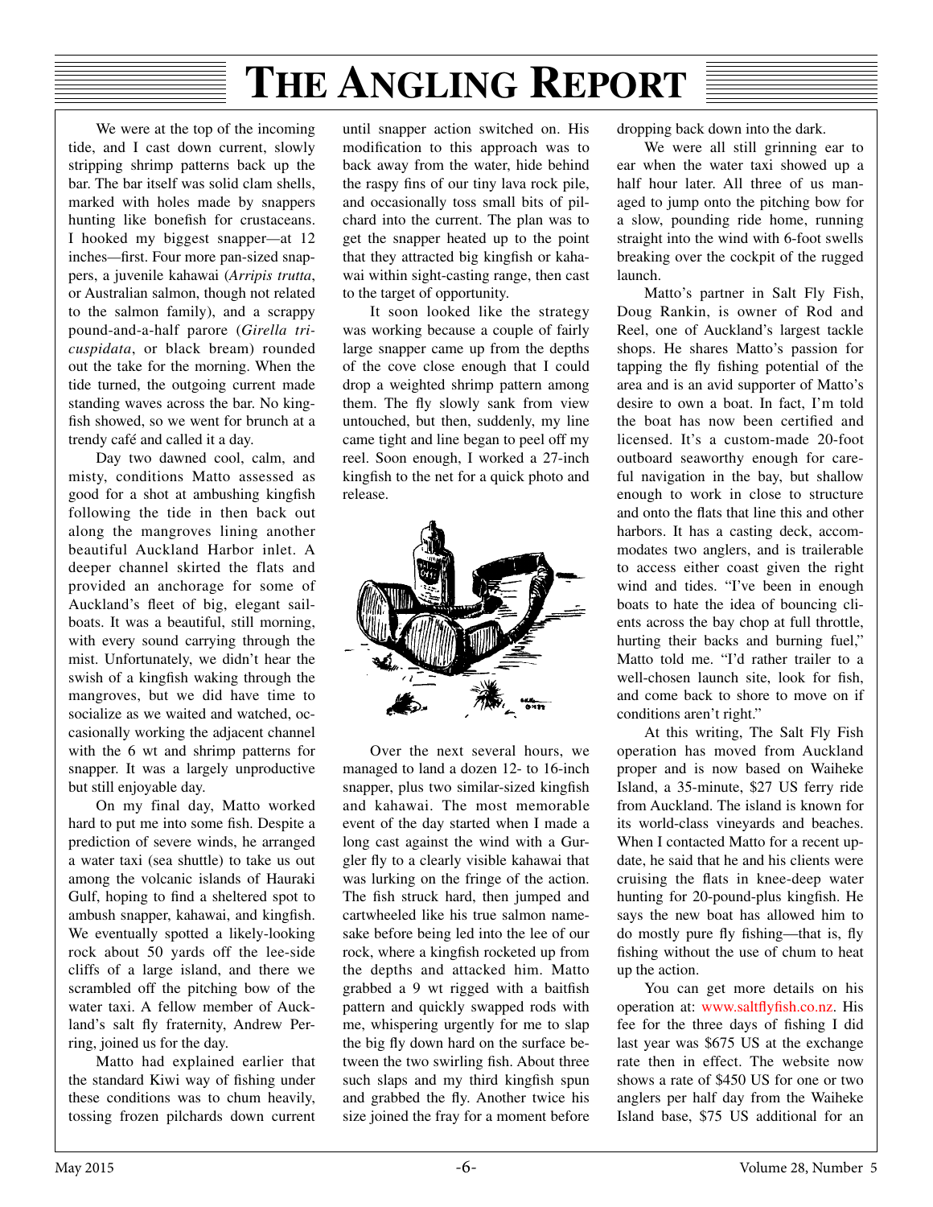We were at the top of the incoming tide, and I cast down current, slowly stripping shrimp patterns back up the bar. The bar itself was solid clam shells, marked with holes made by snappers hunting like bonefish for crustaceans. I hooked my biggest snapper—at 12 inches—first. Four more pan-sized snappers, a juvenile kahawai (*Arripis trutta*, or Australian salmon, though not related to the salmon family), and a scrappy pound-and-a-half parore (*Girella tricuspidata*, or black bream) rounded out the take for the morning. When the tide turned, the outgoing current made standing waves across the bar. No kingfish showed, so we went for brunch at a trendy café and called it a day.

Day two dawned cool, calm, and misty, conditions Matto assessed as good for a shot at ambushing kingfish following the tide in then back out along the mangroves lining another beautiful Auckland Harbor inlet. A deeper channel skirted the flats and provided an anchorage for some of Auckland's fleet of big, elegant sailboats. It was a beautiful, still morning, with every sound carrying through the mist. Unfortunately, we didn't hear the swish of a kingfish waking through the mangroves, but we did have time to socialize as we waited and watched, occasionally working the adjacent channel with the 6 wt and shrimp patterns for snapper. It was a largely unproductive but still enjoyable day.

On my final day, Matto worked hard to put me into some fish. Despite a prediction of severe winds, he arranged a water taxi (sea shuttle) to take us out among the volcanic islands of Hauraki Gulf, hoping to find a sheltered spot to ambush snapper, kahawai, and kingfish. We eventually spotted a likely-looking rock about 50 yards off the lee-side cliffs of a large island, and there we scrambled off the pitching bow of the water taxi. A fellow member of Auckland's salt fly fraternity, Andrew Perring, joined us for the day.

Matto had explained earlier that the standard Kiwi way of fishing under these conditions was to chum heavily, tossing frozen pilchards down current until snapper action switched on. His modification to this approach was to back away from the water, hide behind the raspy fins of our tiny lava rock pile, and occasionally toss small bits of pilchard into the current. The plan was to get the snapper heated up to the point that they attracted big kingfish or kahawai within sight-casting range, then cast to the target of opportunity.

It soon looked like the strategy was working because a couple of fairly large snapper came up from the depths of the cove close enough that I could drop a weighted shrimp pattern among them. The fly slowly sank from view untouched, but then, suddenly, my line came tight and line began to peel off my reel. Soon enough, I worked a 27-inch kingfish to the net for a quick photo and release.

Over the next several hours, we managed to land a dozen 12- to 16-inch snapper, plus two similar-sized kingfish and kahawai. The most memorable event of the day started when I made a long cast against the wind with a Gurgler fly to a clearly visible kahawai that was lurking on the fringe of the action. The fish struck hard, then jumped and cartwheeled like his true salmon namesake before being led into the lee of our rock, where a kingfish rocketed up from the depths and attacked him. Matto grabbed a 9 wt rigged with a baitfish pattern and quickly swapped rods with me, whispering urgently for me to slap the big fly down hard on the surface between the two swirling fish. About three such slaps and my third kingfish spun and grabbed the fly. Another twice his size joined the fray for a moment before dropping back down into the dark.

We were all still grinning ear to ear when the water taxi showed up a half hour later. All three of us managed to jump onto the pitching bow for a slow, pounding ride home, running straight into the wind with 6-foot swells breaking over the cockpit of the rugged launch.

Matto's partner in Salt Fly Fish, Doug Rankin, is owner of Rod and Reel, one of Auckland's largest tackle shops. He shares Matto's passion for tapping the fly fishing potential of the area and is an avid supporter of Matto's desire to own a boat. In fact, I'm told the boat has now been certified and licensed. It's a custom-made 20-foot outboard seaworthy enough for careful navigation in the bay, but shallow enough to work in close to structure and onto the flats that line this and other harbors. It has a casting deck, accommodates two anglers, and is trailerable to access either coast given the right wind and tides. "I've been in enough boats to hate the idea of bouncing clients across the bay chop at full throttle, hurting their backs and burning fuel," Matto told me. "I'd rather trailer to a well-chosen launch site, look for fish, and come back to shore to move on if conditions aren't right."

At this writing, The Salt Fly Fish operation has moved from Auckland proper and is now based on Waiheke Island, a 35-minute, $27 US ferry ride from Auckland. The island is known for its world-class vineyards and beaches. When I contacted Matto for a recent update, he said that he and his clients were cruising the flats in knee-deep water hunting for 20-pound-plus kingfish. He says the new boat has allowed him to do mostly pure fly fishing—that is, fly fishing without the use of chum to heat up the action.

You can get more details on his operation at: www.saltflyfish.co.nz. His fee for the three days of fishing I did last year was $675 US at the exchange rate then in effect. The website now shows a rate of $450 US for one or two anglers per half day from the Waiheke Island base, $75 US additional for an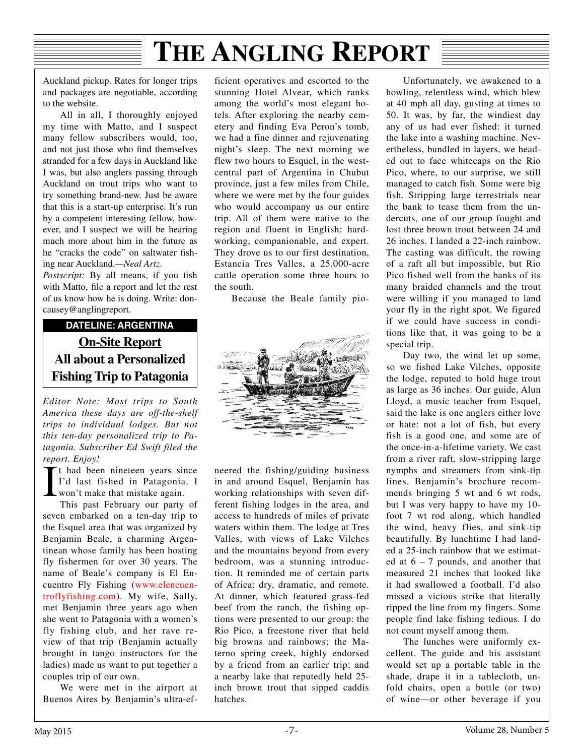Auckland pickup. Rates for longer trips and packages are negotiable, according to the website.

All in all, I thoroughly enjoyed my time with Matto, and I suspect many fellow subscribers would, too, and not just those who find themselves stranded for a few days in Auckland like I was, but also anglers passing through Auckland on trout trips who want to try something brand-new. Just be aware that this is a start-up enterprise. It's run by a competent interesting fellow, however, and I suspect we will be hearing much more about him in the future as he "cracks the code" on saltwater fishing near Auckland.—*Neal Artz.*

*Postscript:* By all means, if you fish with Matto, file a report and let the rest of us know how he is doing. Write: doncausey@anglingreport.

**DATELINE: ARGENTINA**

## On-Site Report
## All about a Personalized Fishing Trip to Patagonia

*Editor Note: Most trips to South America these days are off-the-shelf trips to individual lodges. But not this ten-day personalized trip to Patagonia. Subscriber Ed Swift filed the report. Enjoy!*

It had been nineteen years since I'd last fished in Patagonia. I won't make that mistake again.

This past February our party of seven embarked on a ten-day trip to the Esquel area that was organized by Benjamin Beale, a charming Argentinean whose family has been hosting fly fishermen for over 30 years. The name of Beale's company is El Encuentro Fly Fishing (www.elencuentroflyfishing.com). My wife, Sally, met Benjamin three years ago when she went to Patagonia with a women's fly fishing club, and her rave review of that trip (Benjamin actually brought in tango instructors for the ladies) made us want to put together a couples trip of our own.

We were met in the airport at Buenos Aires by Benjamin's ultra-efficient operatives and escorted to the stunning Hotel Alvear, which ranks among the world's most elegant hotels. After exploring the nearby cemetery and finding Eva Peron's tomb, we had a fine dinner and rejuvenating night's sleep. The next morning we flew two hours to Esquel, in the west-central part of Argentina in Chubut province, just a few miles from Chile, where we were met by the four guides who would accompany us our entire trip. All of them were native to the region and fluent in English: hard-working, companionable, and expert. They drove us to our first destination, Estancia Tres Valles, a 25,000-acre cattle operation some three hours to the south.

Because the Beale family pioneered the fishing/guiding business in and around Esquel, Benjamin has working relationships with seven different fishing lodges in the area, and access to hundreds of miles of private waters within them. The lodge at Tres Valles, with views of Lake Vilches and the mountains beyond from every bedroom, was a stunning introduction. It reminded me of certain parts of Africa: dry, dramatic, and remote. At dinner, which featured grass-fed beef from the ranch, the fishing options were presented to our group: the Rio Pico, a freestone river that held big browns and rainbows; the Materno spring creek, highly endorsed by a friend from an earlier trip; and a nearby lake that reputedly held 25-inch brown trout that sipped caddis hatches.

Unfortunately, we awakened to a howling, relentless wind, which blew at 40 mph all day, gusting at times to 50. It was, by far, the windiest day any of us had ever fished: it turned the lake into a washing machine. Nevertheless, bundled in layers, we headed out to face whitecaps on the Rio Pico, where, to our surprise, we still managed to catch fish. Some were big fish. Stripping large terrestrials near the bank to tease them from the undercuts, one of our group fought and lost three brown trout between 24 and 26 inches. I landed a 22-inch rainbow. The casting was difficult, the rowing of a raft all but impossible, but Rio Pico fished well from the banks of its many braided channels and the trout were willing if you managed to land your fly in the right spot. We figured if we could have success in conditions like that, it was going to be a special trip.

Day two, the wind let up some, so we fished Lake Vilches, opposite the lodge, reputed to hold huge trout as large as 36 inches. Our guide, Alun Lloyd, a music teacher from Esquel, said the lake is one anglers either love or hate: not a lot of fish, but every fish is a good one, and some are of the once-in-a-lifetime variety. We cast from a river raft, slow-stripping large nymphs and streamers from sink-tip lines. Benjamin's brochure recommends bringing 5 wt and 6 wt rods, but I was very happy to have my 10-foot 7 wt rod along, which handled the wind, heavy flies, and sink-tip lines beautifully. By lunchtime I had landed a 25-inch rainbow that we estimated at 6 – 7 pounds, and another that measured 21 inches that looked like it had swallowed a football. I'd also missed a vicious strike that literally ripped the line from my fingers. Some people find lake fishing tedious. I do not count myself among them.

The lunches were uniformly excellent. The guide and his assistant would set up a portable table in the shade, drape it in a tablecloth, unfold chairs, open a bottle (or two) of wine—or other beverage if you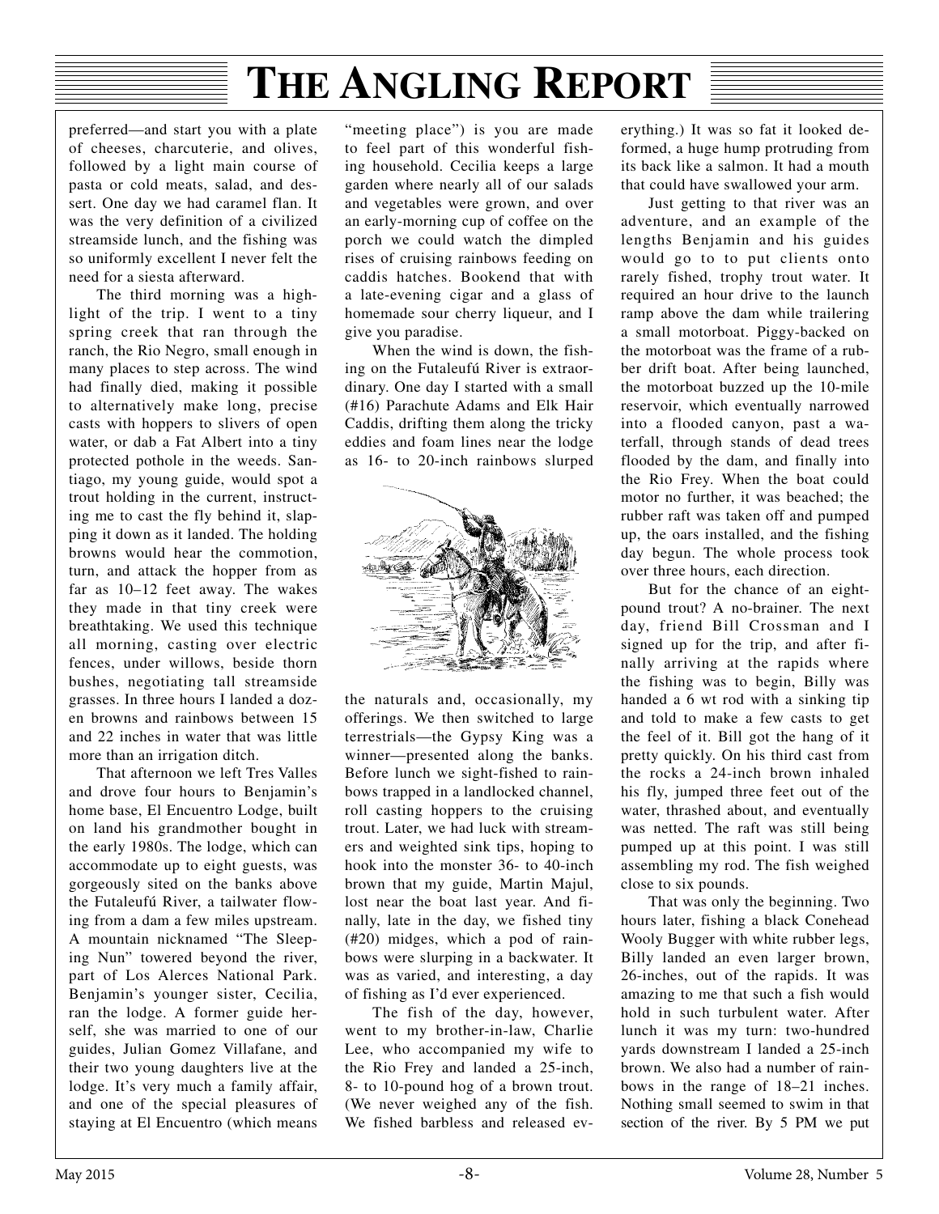preferred—and start you with a plate of cheeses, charcuterie, and olives, followed by a light main course of pasta or cold meats, salad, and dessert. One day we had caramel flan. It was the very definition of a civilized streamside lunch, and the fishing was so uniformly excellent I never felt the need for a siesta afterward.

The third morning was a highlight of the trip. I went to a tiny spring creek that ran through the ranch, the Rio Negro, small enough in many places to step across. The wind had finally died, making it possible to alternatively make long, precise casts with hoppers to slivers of open water, or dab a Fat Albert into a tiny protected pothole in the weeds. Santiago, my young guide, would spot a trout holding in the current, instructing me to cast the fly behind it, slapping it down as it landed. The holding browns would hear the commotion, turn, and attack the hopper from as far as 10–12 feet away. The wakes they made in that tiny creek were breathtaking. We used this technique all morning, casting over electric fences, under willows, beside thorn bushes, negotiating tall streamside grasses. In three hours I landed a dozen browns and rainbows between 15 and 22 inches in water that was little more than an irrigation ditch.

That afternoon we left Tres Valles and drove four hours to Benjamin's home base, El Encuentro Lodge, built on land his grandmother bought in the early 1980s. The lodge, which can accommodate up to eight guests, was gorgeously sited on the banks above the Futaleufú River, a tailwater flowing from a dam a few miles upstream. A mountain nicknamed "The Sleeping Nun" towered beyond the river, part of Los Alerces National Park. Benjamin's younger sister, Cecilia, ran the lodge. A former guide herself, she was married to one of our guides, Julian Gomez Villafane, and their two young daughters live at the lodge. It's very much a family affair, and one of the special pleasures of staying at El Encuentro (which means "meeting place") is you are made to feel part of this wonderful fishing household. Cecilia keeps a large garden where nearly all of our salads and vegetables were grown, and over an early-morning cup of coffee on the porch we could watch the dimpled rises of cruising rainbows feeding on caddis hatches. Bookend that with a late-evening cigar and a glass of homemade sour cherry liqueur, and I give you paradise.

When the wind is down, the fishing on the Futaleufú River is extraordinary. One day I started with a small (#16) Parachute Adams and Elk Hair Caddis, drifting them along the tricky eddies and foam lines near the lodge as 16- to 20-inch rainbows slurped the naturals and, occasionally, my offerings. We then switched to large terrestrials—the Gypsy King was a winner—presented along the banks. Before lunch we sight-fished to rainbows trapped in a landlocked channel, roll casting hoppers to the cruising trout. Later, we had luck with streamers and weighted sink tips, hoping to hook into the monster 36- to 40-inch brown that my guide, Martin Majul, lost near the boat last year. And finally, late in the day, we fished tiny (#20) midges, which a pod of rainbows were slurping in a backwater. It was as varied, and interesting, a day of fishing as I'd ever experienced.

The fish of the day, however, went to my brother-in-law, Charlie Lee, who accompanied my wife to the Rio Frey and landed a 25-inch, 8- to 10-pound hog of a brown trout. (We never weighed any of the fish. We fished barbless and released everything.) It was so fat it looked deformed, a huge hump protruding from its back like a salmon. It had a mouth that could have swallowed your arm.

Just getting to that river was an adventure, and an example of the lengths Benjamin and his guides would go to to put clients onto rarely fished, trophy trout water. It required an hour drive to the launch ramp above the dam while trailering a small motorboat. Piggy-backed on the motorboat was the frame of a rubber drift boat. After being launched, the motorboat buzzed up the 10-mile reservoir, which eventually narrowed into a flooded canyon, past a waterfall, through stands of dead trees flooded by the dam, and finally into the Rio Frey. When the boat could motor no further, it was beached; the rubber raft was taken off and pumped up, the oars installed, and the fishing day begun. The whole process took over three hours, each direction.

But for the chance of an eight-pound trout? A no-brainer. The next day, friend Bill Crossman and I signed up for the trip, and after finally arriving at the rapids where the fishing was to begin, Billy was handed a 6 wt rod with a sinking tip and told to make a few casts to get the feel of it. Bill got the hang of it pretty quickly. On his third cast from the rocks a 24-inch brown inhaled his fly, jumped three feet out of the water, thrashed about, and eventually was netted. The raft was still being pumped up at this point. I was still assembling my rod. The fish weighed close to six pounds.

That was only the beginning. Two hours later, fishing a black Conehead Wooly Bugger with white rubber legs, Billy landed an even larger brown, 26-inches, out of the rapids. It was amazing to me that such a fish would hold in such turbulent water. After lunch it was my turn: two-hundred yards downstream I landed a 25-inch brown. We also had a number of rainbows in the range of 18–21 inches. Nothing small seemed to swim in that section of the river. By 5 PM we put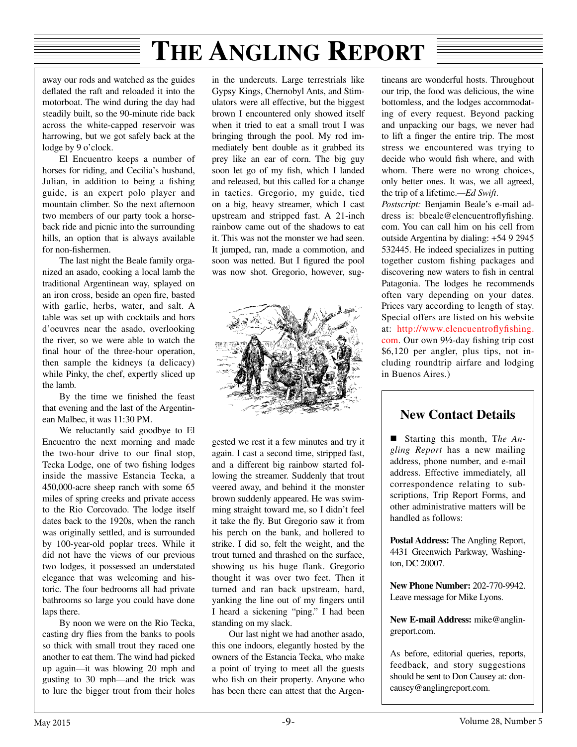away our rods and watched as the guides deflated the raft and reloaded it into the motorboat. The wind during the day had steadily built, so the 90-minute ride back across the white-capped reservoir was harrowing, but we got safely back at the lodge by 9 o'clock.

El Encuentro keeps a number of horses for riding, and Cecilia's husband, Julian, in addition to being a fishing guide, is an expert polo player and mountain climber. So the next afternoon two members of our party took a horseback ride and picnic into the surrounding hills, an option that is always available for non-fishermen.

The last night the Beale family organized an asado, cooking a local lamb the traditional Argentinean way, splayed on an iron cross, beside an open fire, basted with garlic, herbs, water, and salt. A table was set up with cocktails and hors d'oeuvres near the asado, overlooking the river, so we were able to watch the final hour of the three-hour operation, then sample the kidneys (a delicacy) while Pinky, the chef, expertly sliced up the lamb.

By the time we finished the feast that evening and the last of the Argentinean Malbec, it was 11:30 PM.

We reluctantly said goodbye to El Encuentro the next morning and made the two-hour drive to our final stop, Tecka Lodge, one of two fishing lodges inside the massive Estancia Tecka, a 450,000-acre sheep ranch with some 65 miles of spring creeks and private access to the Rio Corcovado. The lodge itself dates back to the 1920s, when the ranch was originally settled, and is surrounded by 100-year-old poplar trees. While it did not have the views of our previous two lodges, it possessed an understated elegance that was welcoming and historic. The four bedrooms all had private bathrooms so large you could have done laps there.

By noon we were on the Rio Tecka, casting dry flies from the banks to pools so thick with small trout they raced one another to eat them. The wind had picked up again—it was blowing 20 mph and gusting to 30 mph—and the trick was to lure the bigger trout from their holes in the undercuts. Large terrestrials like Gypsy Kings, Chernobyl Ants, and Stimulators were all effective, but the biggest brown I encountered only showed itself when it tried to eat a small trout I was bringing through the pool. My rod immediately bent double as it grabbed its prey like an ear of corn. The big guy soon let go of my fish, which I landed and released, but this called for a change in tactics. Gregorio, my guide, tied on a big, heavy streamer, which I cast upstream and stripped fast. A 21-inch rainbow came out of the shadows to eat it. This was not the monster we had seen. It jumped, ran, made a commotion, and soon was netted. But I figured the pool was now shot. Gregorio, however, suggested we rest it a few minutes and try it again. I cast a second time, stripped fast, and a different big rainbow started following the streamer. Suddenly that trout veered away, and behind it the monster brown suddenly appeared. He was swimming straight toward me, so I didn't feel it take the fly. But Gregorio saw it from his perch on the bank, and hollered to strike. I did so, felt the weight, and the trout turned and thrashed on the surface, showing us his huge flank. Gregorio thought it was over two feet. Then it turned and ran back upstream, hard, yanking the line out of my fingers until I heard a sickening "ping." I had been standing on my slack.

Our last night we had another asado, this one indoors, elegantly hosted by the owners of the Estancia Tecka, who make a point of trying to meet all the guests who fish on their property. Anyone who has been there can attest that the Argentineans are wonderful hosts. Throughout our trip, the food was delicious, the wine bottomless, and the lodges accommodating of every request. Beyond packing and unpacking our bags, we never had to lift a finger the entire trip. The most stress we encountered was trying to decide who would fish where, and with whom. There were no wrong choices, only better ones. It was, we all agreed, the trip of a lifetime.—*Ed Swift*.

*Postscript:* Benjamin Beale's e-mail address is: bbeale@elencuentroflyfishing.com. You can call him on his cell from outside Argentina by dialing: +54 9 2945 532445. He indeed specializes in putting together custom fishing packages and discovering new waters to fish in central Patagonia. The lodges he recommends often vary depending on your dates. Prices vary according to length of stay. Special offers are listed on his website at: http://www.elencuentroflyfishing.com. Our own 9½-day fishing trip cost $6,120 per angler, plus tips, not including roundtrip airfare and lodging in Buenos Aires.)

## New Contact Details

■ Starting this month, *The Angling Report* has a new mailing address, phone number, and e-mail address. Effective immediately, all correspondence relating to subscriptions, Trip Report Forms, and other administrative matters will be handled as follows:

**Postal Address:** The Angling Report, 4431 Greenwich Parkway, Washington, DC 20007.

**New Phone Number:** 202-770-9942. Leave message for Mike Lyons.

**New E-mail Address:** mike@anglingreport.com.

As before, editorial queries, reports, feedback, and story suggestions should be sent to Don Causey at: doncausey@anglingreport.com.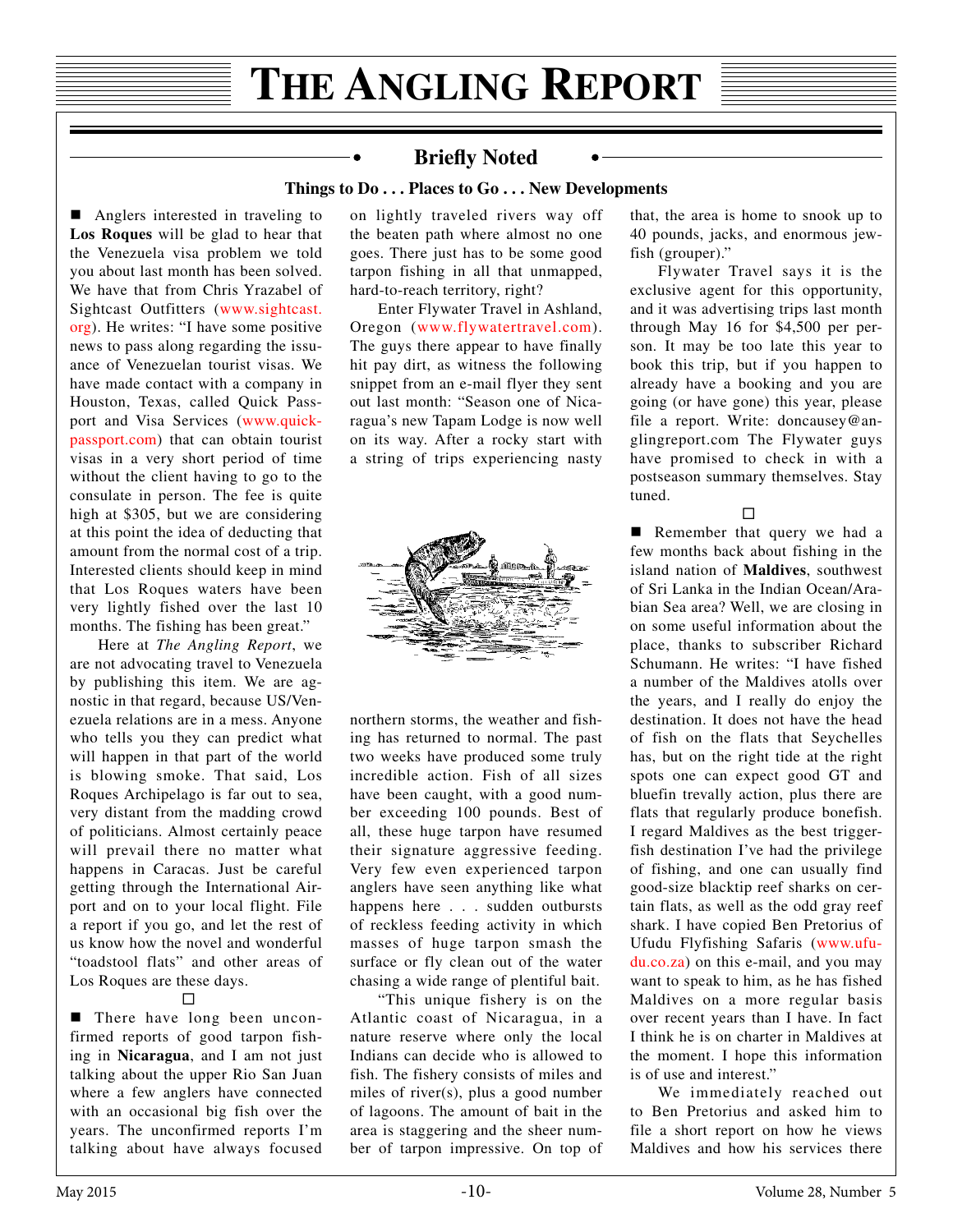# THE ANGLING REPORT

## Briefly Noted

**Things to Do . . . Places to Go . . . New Developments**

■ Anglers interested in traveling to **Los Roques** will be glad to hear that the Venezuela visa problem we told you about last month has been solved. We have that from Chris Yrazabel of Sightcast Outfitters (www.sightcast.org). He writes: "I have some positive news to pass along regarding the issuance of Venezuelan tourist visas. We have made contact with a company in Houston, Texas, called Quick Passport and Visa Services (www.quick-passport.com) that can obtain tourist visas in a very short period of time without the client having to go to the consulate in person. The fee is quite high at $305, but we are considering at this point the idea of deducting that amount from the normal cost of a trip. Interested clients should keep in mind that Los Roques waters have been very lightly fished over the last 10 months. The fishing has been great."

Here at *The Angling Report*, we are not advocating travel to Venezuela by publishing this item. We are agnostic in that regard, because US/Venezuela relations are in a mess. Anyone who tells you they can predict what will happen in that part of the world is blowing smoke. That said, Los Roques Archipelago is far out to sea, very distant from the madding crowd of politicians. Almost certainly peace will prevail there no matter what happens in Caracas. Just be careful getting through the International Airport and on to your local flight. File a report if you go, and let the rest of us know how the novel and wonderful "toadstool flats" and other areas of Los Roques are these days.

□

■ There have long been unconfirmed reports of good tarpon fishing in **Nicaragua**, and I am not just talking about the upper Rio San Juan where a few anglers have connected with an occasional big fish over the years. The unconfirmed reports I'm talking about have always focused on lightly traveled rivers way off the beaten path where almost no one goes. There just has to be some good tarpon fishing in all that unmapped, hard-to-reach territory, right?

Enter Flywater Travel in Ashland, Oregon (www.flywatertravel.com). The guys there appear to have finally hit pay dirt, as witness the following snippet from an e-mail flyer they sent out last month: "Season one of Nicaragua's new Tapam Lodge is now well on its way. After a rocky start with a string of trips experiencing nasty northern storms, the weather and fishing has returned to normal. The past two weeks have produced some truly incredible action. Fish of all sizes have been caught, with a good number exceeding 100 pounds. Best of all, these huge tarpon have resumed their signature aggressive feeding. Very few even experienced tarpon anglers have seen anything like what happens here . . . sudden outbursts of reckless feeding activity in which masses of huge tarpon smash the surface or fly clean out of the water chasing a wide range of plentiful bait.

"This unique fishery is on the Atlantic coast of Nicaragua, in a nature reserve where only the local Indians can decide who is allowed to fish. The fishery consists of miles and miles of river(s), plus a good number of lagoons. The amount of bait in the area is staggering and the sheer number of tarpon impressive. On top of that, the area is home to snook up to 40 pounds, jacks, and enormous jewfish (grouper)."

Flywater Travel says it is the exclusive agent for this opportunity, and it was advertising trips last month through May 16 for $4,500 per person. It may be too late this year to book this trip, but if you happen to already have a booking and you are going (or have gone) this year, please file a report. Write: doncausey@anglingreport.com The Flywater guys have promised to check in with a postseason summary themselves. Stay tuned.

□

■ Remember that query we had a few months back about fishing in the island nation of **Maldives**, southwest of Sri Lanka in the Indian Ocean/Arabian Sea area? Well, we are closing in on some useful information about the place, thanks to subscriber Richard Schumann. He writes: "I have fished a number of the Maldives atolls over the years, and I really do enjoy the destination. It does not have the head of fish on the flats that Seychelles has, but on the right tide at the right spots one can expect good GT and bluefin trevally action, plus there are flats that regularly produce bonefish. I regard Maldives as the best triggerfish destination I've had the privilege of fishing, and one can usually find good-size blacktip reef sharks on certain flats, as well as the odd gray reef shark. I have copied Ben Pretorius of Ufudu Flyfishing Safaris (www.ufudu.co.za) on this e-mail, and you may want to speak to him, as he has fished Maldives on a more regular basis over recent years than I have. In fact I think he is on charter in Maldives at the moment. I hope this information is of use and interest."

We immediately reached out to Ben Pretorius and asked him to file a short report on how he views Maldives and how his services there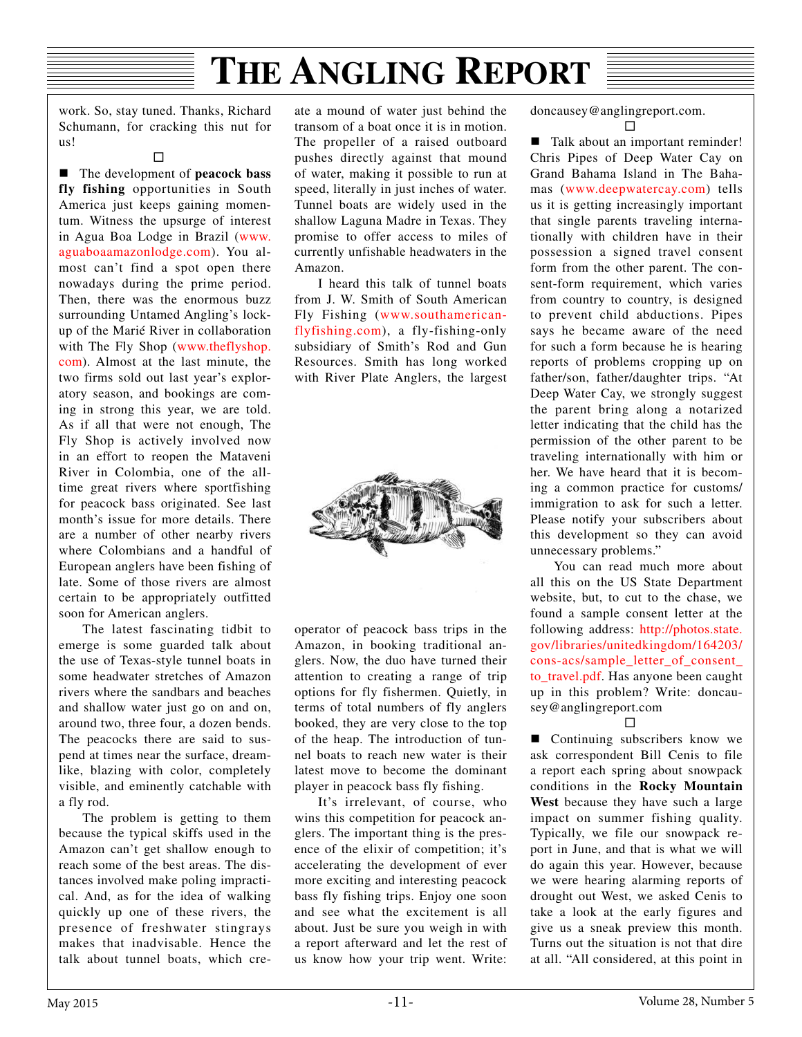work. So, stay tuned. Thanks, Richard Schumann, for cracking this nut for us!

□

■ The development of **peacock bass fly fishing** opportunities in South America just keeps gaining momentum. Witness the upsurge of interest in Agua Boa Lodge in Brazil (www.aguaboaamazonlodge.com). You almost can't find a spot open there nowadays during the prime period. Then, there was the enormous buzz surrounding Untamed Angling's lock-up of the Marié River in collaboration with The Fly Shop (www.theflyshop.com). Almost at the last minute, the two firms sold out last year's exploratory season, and bookings are coming in strong this year, we are told. As if all that were not enough, The Fly Shop is actively involved now in an effort to reopen the Mataveni River in Colombia, one of the all-time great rivers where sportfishing for peacock bass originated. See last month's issue for more details. There are a number of other nearby rivers where Colombians and a handful of European anglers have been fishing of late. Some of those rivers are almost certain to be appropriately outfitted soon for American anglers.

The latest fascinating tidbit to emerge is some guarded talk about the use of Texas-style tunnel boats in some headwater stretches of Amazon rivers where the sandbars and beaches and shallow water just go on and on, around two, three four, a dozen bends. The peacocks there are said to suspend at times near the surface, dreamlike, blazing with color, completely visible, and eminently catchable with a fly rod.

The problem is getting to them because the typical skiffs used in the Amazon can't get shallow enough to reach some of the best areas. The distances involved make poling impractical. And, as for the idea of walking quickly up one of these rivers, the presence of freshwater stingrays makes that inadvisable. Hence the talk about tunnel boats, which create a mound of water just behind the transom of a boat once it is in motion. The propeller of a raised outboard pushes directly against that mound of water, making it possible to run at speed, literally in just inches of water. Tunnel boats are widely used in the shallow Laguna Madre in Texas. They promise to offer access to miles of currently unfishable headwaters in the Amazon.

I heard this talk of tunnel boats from J. W. Smith of South American Fly Fishing (www.southamerican-flyfishing.com), a fly-fishing-only subsidiary of Smith's Rod and Gun Resources. Smith has long worked with River Plate Anglers, the largest operator of peacock bass trips in the Amazon, in booking traditional anglers. Now, the duo have turned their attention to creating a range of trip options for fly fishermen. Quietly, in terms of total numbers of fly anglers booked, they are very close to the top of the heap. The introduction of tunnel boats to reach new water is their latest move to become the dominant player in peacock bass fly fishing.

It's irrelevant, of course, who wins this competition for peacock anglers. The important thing is the presence of the elixir of competition; it's accelerating the development of ever more exciting and interesting peacock bass fly fishing trips. Enjoy one soon and see what the excitement is all about. Just be sure you weigh in with a report afterward and let the rest of us know how your trip went. Write: doncausey@anglingreport.com.

□

■ Talk about an important reminder! Chris Pipes of Deep Water Cay on Grand Bahama Island in The Bahamas (www.deepwatercay.com) tells us it is getting increasingly important that single parents traveling internationally with children have in their possession a signed travel consent form from the other parent. The consent-form requirement, which varies from country to country, is designed to prevent child abductions. Pipes says he became aware of the need for such a form because he is hearing reports of problems cropping up on father/son, father/daughter trips. "At Deep Water Cay, we strongly suggest the parent bring along a notarized letter indicating that the child has the permission of the other parent to be traveling internationally with him or her. We have heard that it is becoming a common practice for customs/immigration to ask for such a letter. Please notify your subscribers about this development so they can avoid unnecessary problems."

You can read much more about all this on the US State Department website, but, to cut to the chase, we found a sample consent letter at the following address: http://photos.state.gov/libraries/unitedkingdom/164203/cons-acs/sample_letter_of_consent_to_travel.pdf. Has anyone been caught up in this problem? Write: doncausey@anglingreport.com

□

■ Continuing subscribers know we ask correspondent Bill Cenis to file a report each spring about snowpack conditions in the **Rocky Mountain West** because they have such a large impact on summer fishing quality. Typically, we file our snowpack report in June, and that is what we will do again this year. However, because we were hearing alarming reports of drought out West, we asked Cenis to take a look at the early figures and give us a sneak preview this month. Turns out the situation is not that dire at all. "All considered, at this point in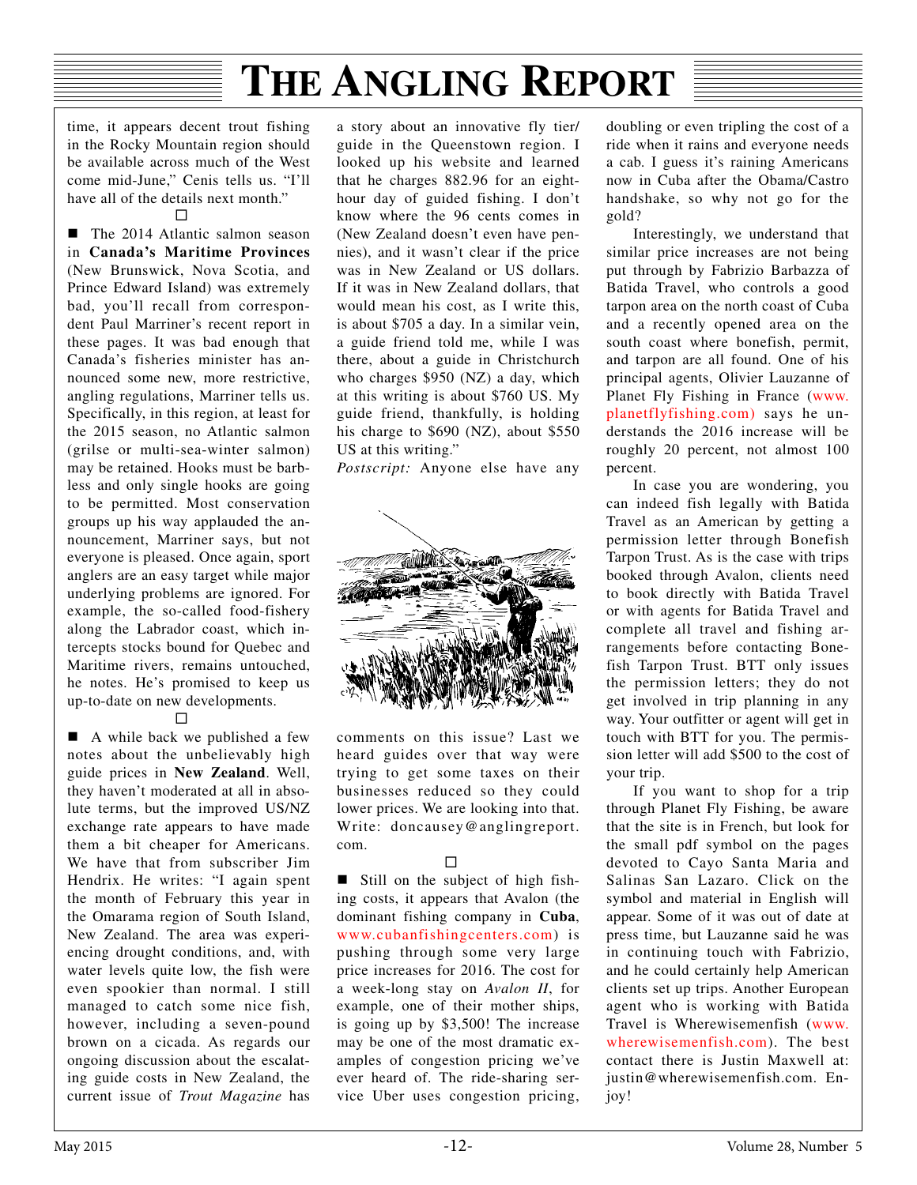time, it appears decent trout fishing in the Rocky Mountain region should be available across much of the West come mid-June," Cenis tells us. "I'll have all of the details next month."

□

■ The 2014 Atlantic salmon season in **Canada's Maritime Provinces** (New Brunswick, Nova Scotia, and Prince Edward Island) was extremely bad, you'll recall from correspondent Paul Marriner's recent report in these pages. It was bad enough that Canada's fisheries minister has announced some new, more restrictive, angling regulations, Marriner tells us. Specifically, in this region, at least for the 2015 season, no Atlantic salmon (grilse or multi-sea-winter salmon) may be retained. Hooks must be barbless and only single hooks are going to be permitted. Most conservation groups up his way applauded the announcement, Marriner says, but not everyone is pleased. Once again, sport anglers are an easy target while major underlying problems are ignored. For example, the so-called food-fishery along the Labrador coast, which intercepts stocks bound for Quebec and Maritime rivers, remains untouched, he notes. He's promised to keep us up-to-date on new developments.

□

■ A while back we published a few notes about the unbelievably high guide prices in **New Zealand**. Well, they haven't moderated at all in absolute terms, but the improved US/NZ exchange rate appears to have made them a bit cheaper for Americans. We have that from subscriber Jim Hendrix. He writes: "I again spent the month of February this year in the Omarama region of South Island, New Zealand. The area was experiencing drought conditions, and, with water levels quite low, the fish were even spookier than normal. I still managed to catch some nice fish, however, including a seven-pound brown on a cicada. As regards our ongoing discussion about the escalating guide costs in New Zealand, the current issue of *Trout Magazine* has a story about an innovative fly tier/guide in the Queenstown region. I looked up his website and learned that he charges 882.96 for an eight-hour day of guided fishing. I don't know where the 96 cents comes in (New Zealand doesn't even have pennies), and it wasn't clear if the price was in New Zealand or US dollars. If it was in New Zealand dollars, that would mean his cost, as I write this, is about $705 a day. In a similar vein, a guide friend told me, while I was there, about a guide in Christchurch who charges $950 (NZ) a day, which at this writing is about $760 US. My guide friend, thankfully, is holding his charge to $690 (NZ), about $550 US at this writing."

*Postscript:* Anyone else have any comments on this issue? Last we heard guides over that way were trying to get some taxes on their businesses reduced so they could lower prices. We are looking into that. Write: doncausey@anglingreport.com.

□

■ Still on the subject of high fishing costs, it appears that Avalon (the dominant fishing company in **Cuba**, www.cubanfishingcenters.com) is pushing through some very large price increases for 2016. The cost for a week-long stay on *Avalon II*, for example, one of their mother ships, is going up by $3,500! The increase may be one of the most dramatic examples of congestion pricing we've ever heard of. The ride-sharing service Uber uses congestion pricing, doubling or even tripling the cost of a ride when it rains and everyone needs a cab. I guess it's raining Americans now in Cuba after the Obama/Castro handshake, so why not go for the gold?

Interestingly, we understand that similar price increases are not being put through by Fabrizio Barbazza of Batida Travel, who controls a good tarpon area on the north coast of Cuba and a recently opened area on the south coast where bonefish, permit, and tarpon are all found. One of his principal agents, Olivier Lauzanne of Planet Fly Fishing in France (www.planetflyfishing.com) says he understands the 2016 increase will be roughly 20 percent, not almost 100 percent.

In case you are wondering, you can indeed fish legally with Batida Travel as an American by getting a permission letter through Bonefish Tarpon Trust. As is the case with trips booked through Avalon, clients need to book directly with Batida Travel or with agents for Batida Travel and complete all travel and fishing arrangements before contacting Bonefish Tarpon Trust. BTT only issues the permission letters; they do not get involved in trip planning in any way. Your outfitter or agent will get in touch with BTT for you. The permission letter will add $500 to the cost of your trip.

If you want to shop for a trip through Planet Fly Fishing, be aware that the site is in French, but look for the small pdf symbol on the pages devoted to Cayo Santa Maria and Salinas San Lazaro. Click on the symbol and material in English will appear. Some of it was out of date at press time, but Lauzanne said he was in continuing touch with Fabrizio, and he could certainly help American clients set up trips. Another European agent who is working with Batida Travel is Wherewisemenfish (www.wherewisemenfish.com). The best contact there is Justin Maxwell at: justin@wherewisemenfish.com. Enjoy!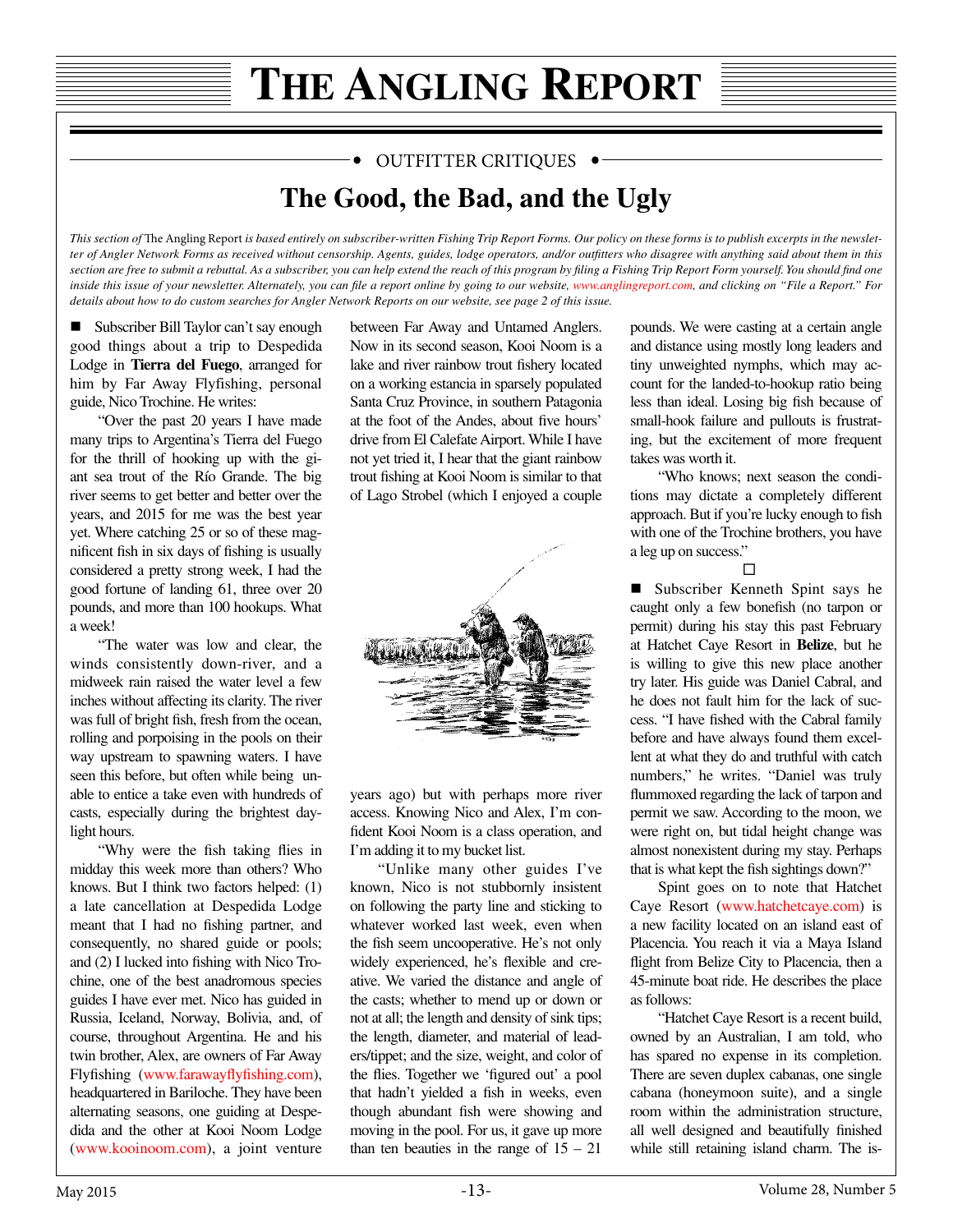# The Angling Report

• OUTFITTER CRITIQUES •

## The Good, the Bad, and the Ugly

*This section of* The Angling Report *is based entirely on subscriber-written Fishing Trip Report Forms. Our policy on these forms is to publish excerpts in the newsletter of Angler Network Forms as received without censorship. Agents, guides, lodge operators, and/or outfitters who disagree with anything said about them in this section are free to submit a rebuttal. As a subscriber, you can help extend the reach of this program by filing a Fishing Trip Report Form yourself. You should find one inside this issue of your newsletter. Alternately, you can file a report online by going to our website, www.anglingreport.com, and clicking on "File a Report." For details about how to do custom searches for Angler Network Reports on our website, see page 2 of this issue.*

■ Subscriber Bill Taylor can't say enough good things about a trip to Despedida Lodge in **Tierra del Fuego**, arranged for him by Far Away Flyfishing, personal guide, Nico Trochine. He writes:

"Over the past 20 years I have made many trips to Argentina's Tierra del Fuego for the thrill of hooking up with the giant sea trout of the Río Grande. The big river seems to get better and better over the years, and 2015 for me was the best year yet. Where catching 25 or so of these magnificent fish in six days of fishing is usually considered a pretty strong week, I had the good fortune of landing 61, three over 20 pounds, and more than 100 hookups. What a week!

"The water was low and clear, the winds consistently down-river, and a midweek rain raised the water level a few inches without affecting its clarity. The river was full of bright fish, fresh from the ocean, rolling and porpoising in the pools on their way upstream to spawning waters. I have seen this before, but often while being unable to entice a take even with hundreds of casts, especially during the brightest daylight hours.

"Why were the fish taking flies in midday this week more than others? Who knows. But I think two factors helped: (1) a late cancellation at Despedida Lodge meant that I had no fishing partner, and consequently, no shared guide or pools; and (2) I lucked into fishing with Nico Trochine, one of the best anadromous species guides I have ever met. Nico has guided in Russia, Iceland, Norway, Bolivia, and, of course, throughout Argentina. He and his twin brother, Alex, are owners of Far Away Flyfishing (www.farawayflyfishing.com), headquartered in Bariloche. They have been alternating seasons, one guiding at Despedida and the other at Kooi Noom Lodge (www.kooinoom.com), a joint venture between Far Away and Untamed Anglers. Now in its second season, Kooi Noom is a lake and river rainbow trout fishery located on a working estancia in sparsely populated Santa Cruz Province, in southern Patagonia at the foot of the Andes, about five hours' drive from El Calefate Airport. While I have not yet tried it, I hear that the giant rainbow trout fishing at Kooi Noom is similar to that of Lago Strobel (which I enjoyed a couple years ago) but with perhaps more river access. Knowing Nico and Alex, I'm confident Kooi Noom is a class operation, and I'm adding it to my bucket list.

"Unlike many other guides I've known, Nico is not stubbornly insistent on following the party line and sticking to whatever worked last week, even when the fish seem uncooperative. He's not only widely experienced, he's flexible and creative. We varied the distance and angle of the casts; whether to mend up or down or not at all; the length and density of sink tips; the length, diameter, and material of leaders/tippet; and the size, weight, and color of the flies. Together we 'figured out' a pool that hadn't yielded a fish in weeks, even though abundant fish were showing and moving in the pool. For us, it gave up more than ten beauties in the range of 15 – 21 pounds. We were casting at a certain angle and distance using mostly long leaders and tiny unweighted nymphs, which may account for the landed-to-hookup ratio being less than ideal. Losing big fish because of small-hook failure and pullouts is frustrating, but the excitement of more frequent takes was worth it.

"Who knows; next season the conditions may dictate a completely different approach. But if you're lucky enough to fish with one of the Trochine brothers, you have a leg up on success."

□

■ Subscriber Kenneth Spint says he caught only a few bonefish (no tarpon or permit) during his stay this past February at Hatchet Caye Resort in **Belize**, but he is willing to give this new place another try later. His guide was Daniel Cabral, and he does not fault him for the lack of success. "I have fished with the Cabral family before and have always found them excellent at what they do and truthful with catch numbers," he writes. "Daniel was truly flummoxed regarding the lack of tarpon and permit we saw. According to the moon, we were right on, but tidal height change was almost nonexistent during my stay. Perhaps that is what kept the fish sightings down?"

Spint goes on to note that Hatchet Caye Resort (www.hatchetcaye.com) is a new facility located on an island east of Placencia. You reach it via a Maya Island flight from Belize City to Placencia, then a 45-minute boat ride. He describes the place as follows:

"Hatchet Caye Resort is a recent build, owned by an Australian, I am told, who has spared no expense in its completion. There are seven duplex cabanas, one single cabana (honeymoon suite), and a single room within the administration structure, all well designed and beautifully finished while still retaining island charm. The is-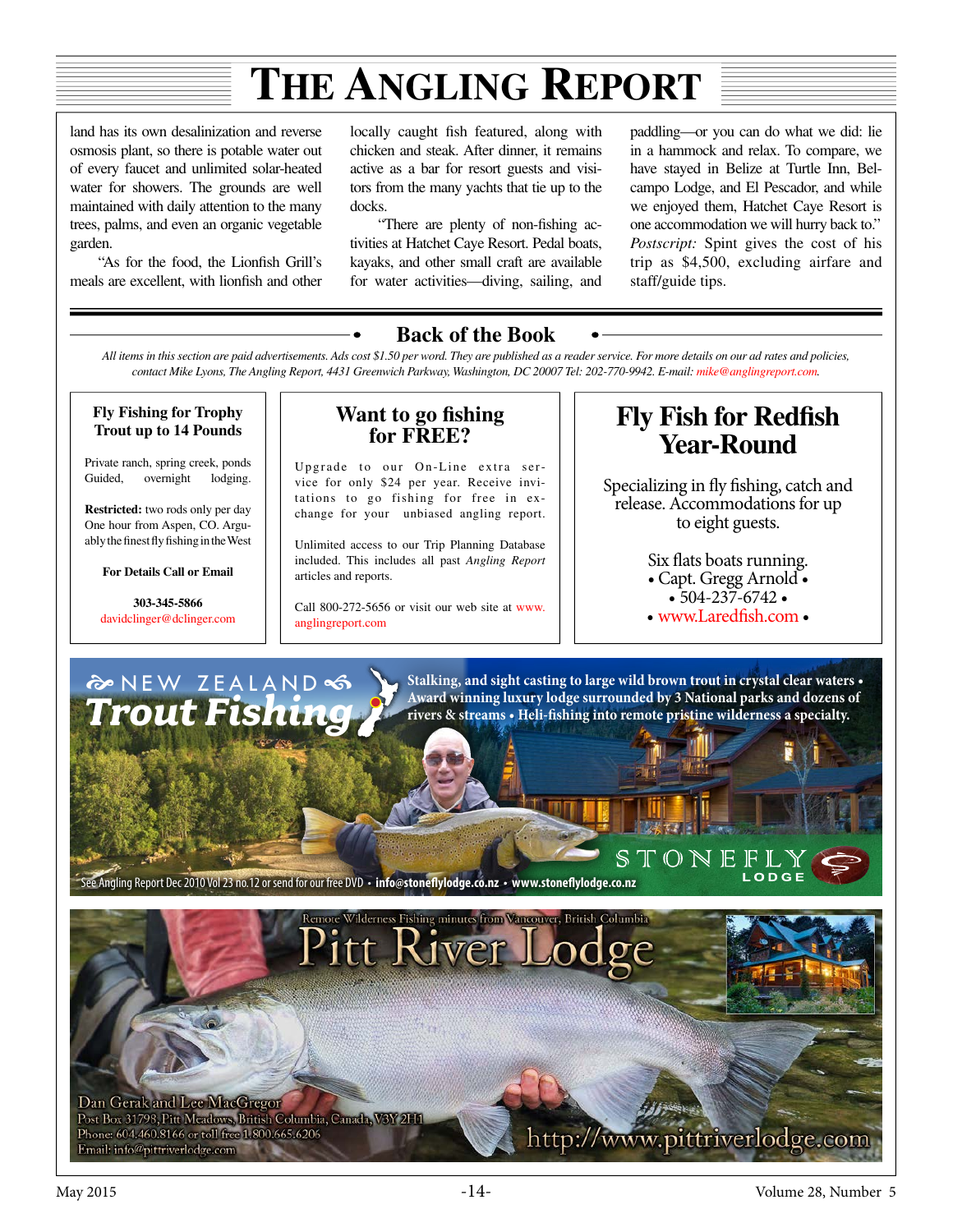land has its own desalinization and reverse osmosis plant, so there is potable water out of every faucet and unlimited solar-heated water for showers. The grounds are well maintained with daily attention to the many trees, palms, and even an organic vegetable garden.

"As for the food, the Lionfish Grill's meals are excellent, with lionfish and other locally caught fish featured, along with chicken and steak. After dinner, it remains active as a bar for resort guests and visitors from the many yachts that tie up to the docks.

"There are plenty of non-fishing activities at Hatchet Caye Resort. Pedal boats, kayaks, and other small craft are available for water activities—diving, sailing, and paddling—or you can do what we did: lie in a hammock and relax. To compare, we have stayed in Belize at Turtle Inn, Belcampo Lodge, and El Pescador, and while we enjoyed them, Hatchet Caye Resort is one accommodation we will hurry back to." *Postscript:* Spint gives the cost of his trip as $4,500, excluding airfare and staff/guide tips.

## Back of the Book

*All items in this section are paid advertisements. Ads cost $1.50 per word. They are published as a reader service. For more details on our ad rates and policies, contact Mike Lyons, The Angling Report, 4431 Greenwich Parkway, Washington, DC 20007 Tel: 202-770-9942. E-mail: mike@anglingreport.com.*

### Fly Fishing for Trophy Trout up to 14 Pounds

Private ranch, spring creek, ponds Guided, overnight lodging.

**Restricted:** two rods only per day One hour from Aspen, CO. Arguably the finest fly fishing in the West

**For Details Call or Email**

**303-345-5866**
davidclinger@dclinger.com

### Want to go fishing for FREE?

Upgrade to our On-Line extra service for only $24 per year. Receive invitations to go fishing for free in exchange for your unbiased angling report.

Unlimited access to our Trip Planning Database included. This includes all past *Angling Report* articles and reports.

Call 800-272-5656 or visit our web site at www.anglingreport.com

### Fly Fish for Redfish Year-Round

Specializing in fly fishing, catch and release. Accommodations for up to eight guests.

Six flats boats running.
• Capt. Gregg Arnold •
• 504-237-6742 •
• www.Laredfish.com •

### NEW ZEALAND Trout Fishing

**Stalking, and sight casting to large wild brown trout in crystal clear waters • Award winning luxury lodge surrounded by 3 National parks and dozens of rivers & streams • Heli-fishing into remote pristine wilderness a specialty.**

STONEFLY LODGE

See Angling Report Dec 2010 Vol 23 no.12 or send for our free DVD • **info@stoneflylodge.co.nz** • **www.stoneflylodge.co.nz**

### Pitt River Lodge

Remote Wilderness Fishing minutes from Vancouver, British Columbia

Dan Gerak and Lee MacGregor
Post Box 31798, Pitt Meadows, British Columbia, Canada, V3Y 2H1
Phone: 604.460.8166 or toll free 1.800.665.6206
Email: info@pittriverlodge.com

http://www.pittriverlodge.com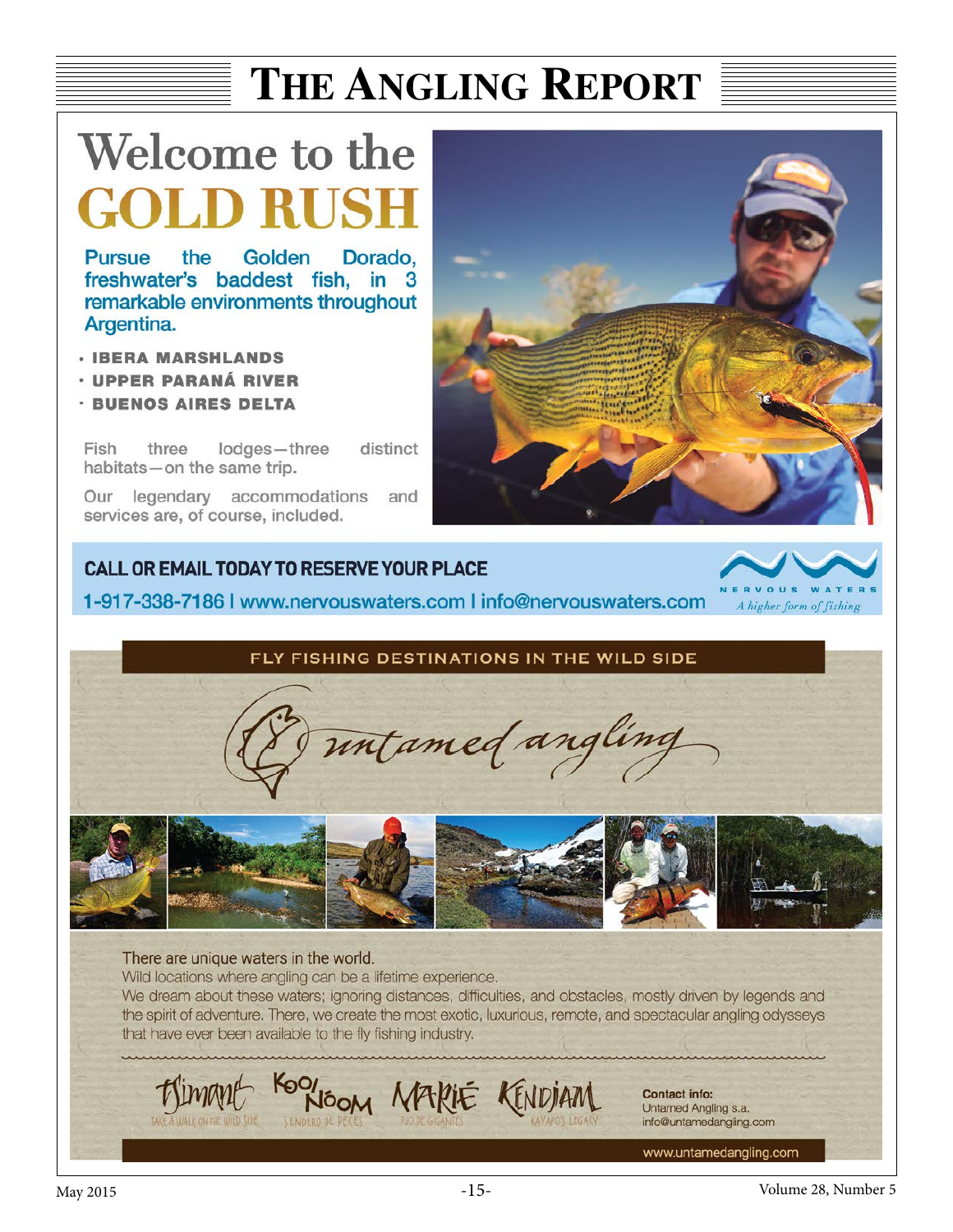# Welcome to the GOLD RUSH

**Pursue the Golden Dorado, freshwater's baddest fish, in 3 remarkable environments throughout Argentina.**

- **IBERA MARSHLANDS**
- **UPPER PARANÁ RIVER**
- **BUENOS AIRES DELTA**

Fish three lodges—three distinct habitats—on the same trip.

Our legendary accommodations and services are, of course, included.

**CALL OR EMAIL TODAY TO RESERVE YOUR PLACE**

**1-917-338-7186 | www.nervouswaters.com | info@nervouswaters.com**

NERVOUS WATERS

*A higher form of fishing*

---

FLY FISHING DESTINATIONS IN THE WILD SIDE

*untamed angling*

There are unique waters in the world.
Wild locations where angling can be a lifetime experience.
We dream about these waters; ignoring distances, difficulties, and obstacles, mostly driven by legends and the spirit of adventure. There, we create the most exotic, luxurious, remote, and spectacular angling odysseys that have ever been available to the fly fishing industry.

Tsimane – TAKE A WALK ON THE WILD SIDE
Kooi Noom – SENDERO DE PECES
Marié – RIO DE GIGANTES
Kendjam – KAYAPOS LEGACY

**Contact info:**
Untamed Angling s.a.
info@untamedangling.com

www.untamedangling.com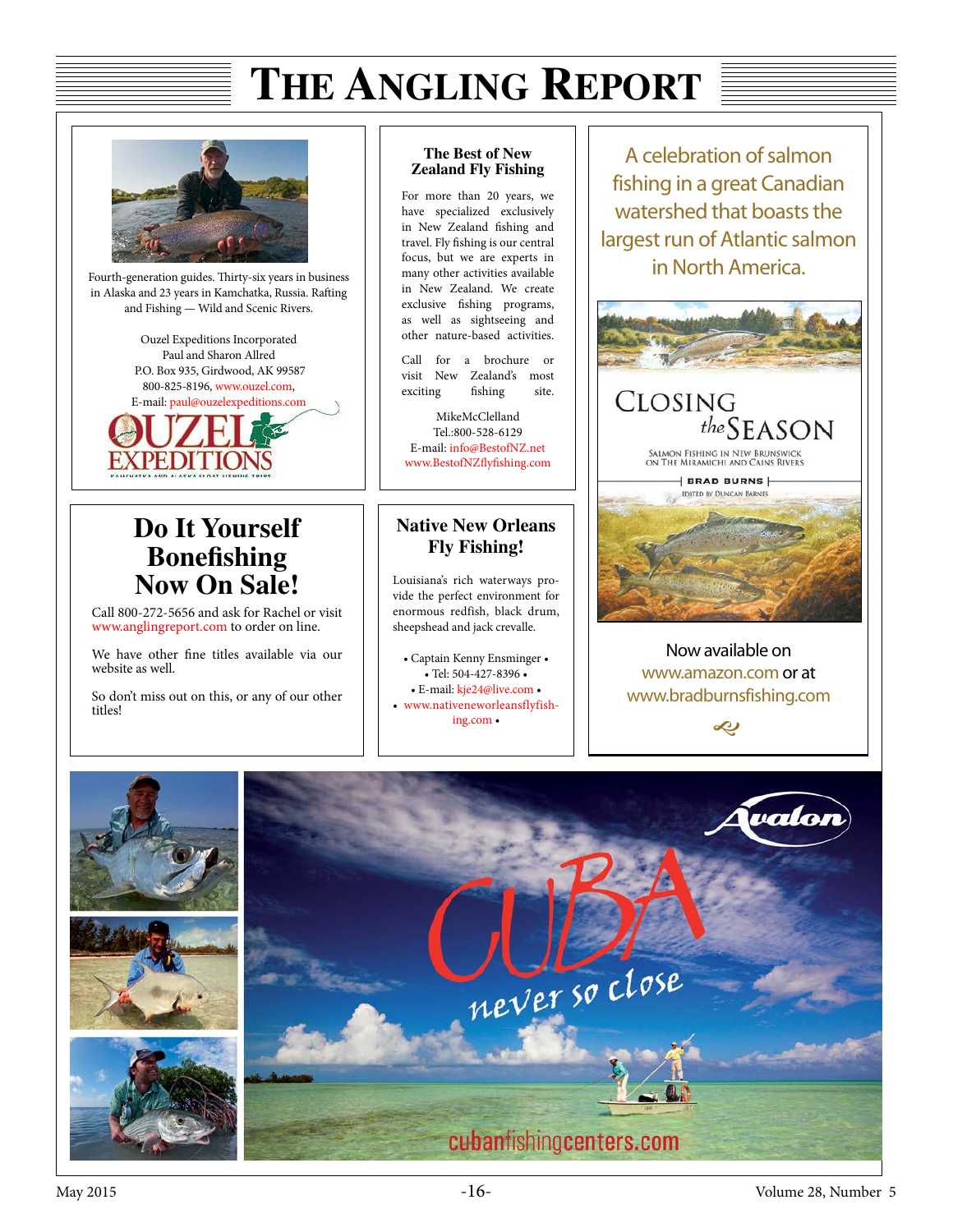Fourth-generation guides. Thirty-six years in business in Alaska and 23 years in Kamchatka, Russia. Rafting and Fishing — Wild and Scenic Rivers.

Ouzel Expeditions Incorporated
Paul and Sharon Allred
P.O. Box 935, Girdwood, AK 99587
800-825-8196, www.ouzel.com,
E-mail: paul@ouzelexpeditions.com

OUZEL EXPEDITIONS
KAMCHATKA AND ALASKA FLOAT FISHING TRIPS

## The Best of New Zealand Fly Fishing

For more than 20 years, we have specialized exclusively in New Zealand fishing and travel. Fly fishing is our central focus, but we are experts in many other activities available in New Zealand. We create exclusive fishing programs, as well as sightseeing and other nature-based activities.

Call for a brochure or visit New Zealand's most exciting fishing site.

MikeMcClelland
Tel.:800-528-6129
E-mail: info@BestofNZ.net
www.BestofNZflyfishing.com

A celebration of salmon fishing in a great Canadian watershed that boasts the largest run of Atlantic salmon in North America.

CLOSING the SEASON
SALMON FISHING IN NEW BRUNSWICK ON THE MIRAMICHI AND CAINS RIVERS
BRAD BURNS
EDITED BY DUNCAN BARNES

Now available on
www.amazon.com or at
www.bradburnsfishing.com

## Do It Yourself Bonefishing Now On Sale!

Call 800-272-5656 and ask for Rachel or visit www.anglingreport.com to order on line.

We have other fine titles available via our website as well.

So don't miss out on this, or any of our other titles!

## Native New Orleans Fly Fishing!

Louisiana's rich waterways provide the perfect environment for enormous redfish, black drum, sheepshead and jack crevalle.

• Captain Kenny Ensminger •
• Tel: 504-427-8396 •
• E-mail: kje24@live.com •
• www.nativeneworleansflyfishing.com •

Avalon
CUBA
never so close
cubanfishingcenters.com